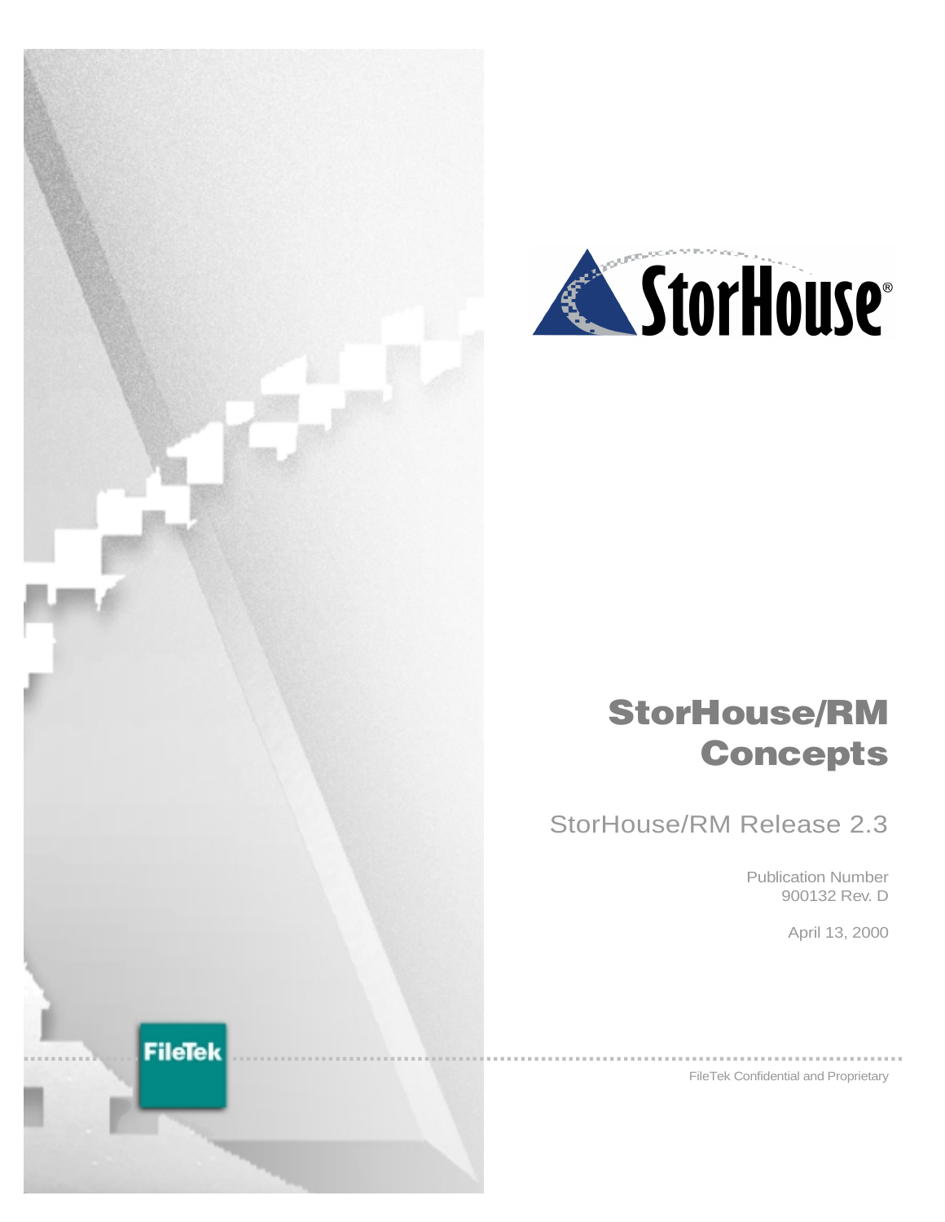StorHouse®

# StorHouse/RM Concepts

StorHouse/RM Release 2.3

Publication Number
900132 Rev. D

April 13, 2000

FileTek

FileTek Confidential and Proprietary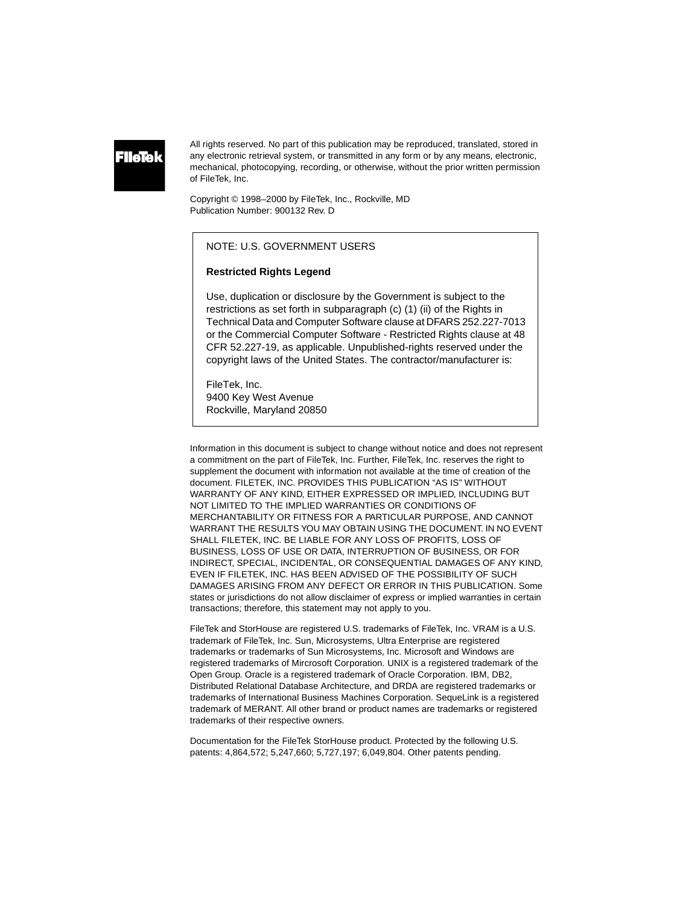FileTek

All rights reserved. No part of this publication may be reproduced, translated, stored in any electronic retrieval system, or transmitted in any form or by any means, electronic, mechanical, photocopying, recording, or otherwise, without the prior written permission of FileTek, Inc.

Copyright © 1998–2000 by FileTek, Inc., Rockville, MD
Publication Number: 900132 Rev. D

> NOTE: U.S. GOVERNMENT USERS
>
> **Restricted Rights Legend**
>
> Use, duplication or disclosure by the Government is subject to the restrictions as set forth in subparagraph (c) (1) (ii) of the Rights in Technical Data and Computer Software clause at DFARS 252.227-7013 or the Commercial Computer Software - Restricted Rights clause at 48 CFR 52.227-19, as applicable. Unpublished-rights reserved under the copyright laws of the United States. The contractor/manufacturer is:
>
> FileTek, Inc.
> 9400 Key West Avenue
> Rockville, Maryland 20850

Information in this document is subject to change without notice and does not represent a commitment on the part of FileTek, Inc. Further, FileTek, Inc. reserves the right to supplement the document with information not available at the time of creation of the document. FILETEK, INC. PROVIDES THIS PUBLICATION “AS IS” WITHOUT WARRANTY OF ANY KIND, EITHER EXPRESSED OR IMPLIED, INCLUDING BUT NOT LIMITED TO THE IMPLIED WARRANTIES OR CONDITIONS OF MERCHANTABILITY OR FITNESS FOR A PARTICULAR PURPOSE, AND CANNOT WARRANT THE RESULTS YOU MAY OBTAIN USING THE DOCUMENT. IN NO EVENT SHALL FILETEK, INC. BE LIABLE FOR ANY LOSS OF PROFITS, LOSS OF BUSINESS, LOSS OF USE OR DATA, INTERRUPTION OF BUSINESS, OR FOR INDIRECT, SPECIAL, INCIDENTAL, OR CONSEQUENTIAL DAMAGES OF ANY KIND, EVEN IF FILETEK, INC. HAS BEEN ADVISED OF THE POSSIBILITY OF SUCH DAMAGES ARISING FROM ANY DEFECT OR ERROR IN THIS PUBLICATION. Some states or jurisdictions do not allow disclaimer of express or implied warranties in certain transactions; therefore, this statement may not apply to you.

FileTek and StorHouse are registered U.S. trademarks of FileTek, Inc. VRAM is a U.S. trademark of FileTek, Inc. Sun, Microsystems, Ultra Enterprise are registered trademarks or trademarks of Sun Microsystems, Inc. Microsoft and Windows are registered trademarks of Mircrosoft Corporation. UNIX is a registered trademark of the Open Group. Oracle is a registered trademark of Oracle Corporation. IBM, DB2, Distributed Relational Database Architecture, and DRDA are registered trademarks or trademarks of International Business Machines Corporation. SequeLink is a registered trademark of MERANT. All other brand or product names are trademarks or registered trademarks of their respective owners.

Documentation for the FileTek StorHouse product. Protected by the following U.S. patents: 4,864,572; 5,247,660; 5,727,197; 6,049,804. Other patents pending.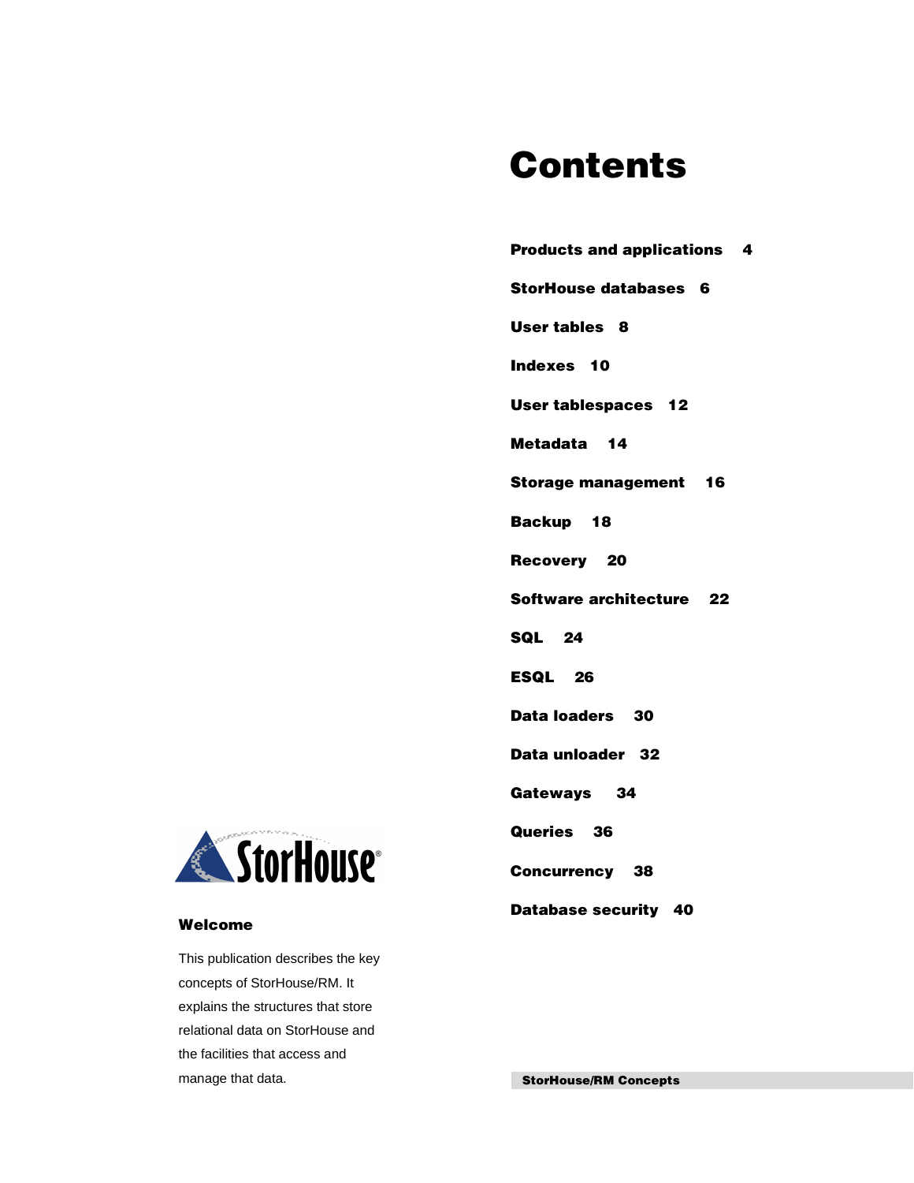# Contents

**Products and applications** 4

**StorHouse databases** 6

**User tables** 8

**Indexes** 10

**User tablespaces** 12

**Metadata** 14

**Storage management** 16

**Backup** 18

**Recovery** 20

**Software architecture** 22

**SQL** 24

**ESQL** 26

**Data loaders** 30

**Data unloader** 32

**Gateways** 34

**Queries** 36

**Concurrency** 38

**Database security** 40

StorHouse®

### Welcome

This publication describes the key concepts of StorHouse/RM. It explains the structures that store relational data on StorHouse and the facilities that access and manage that data.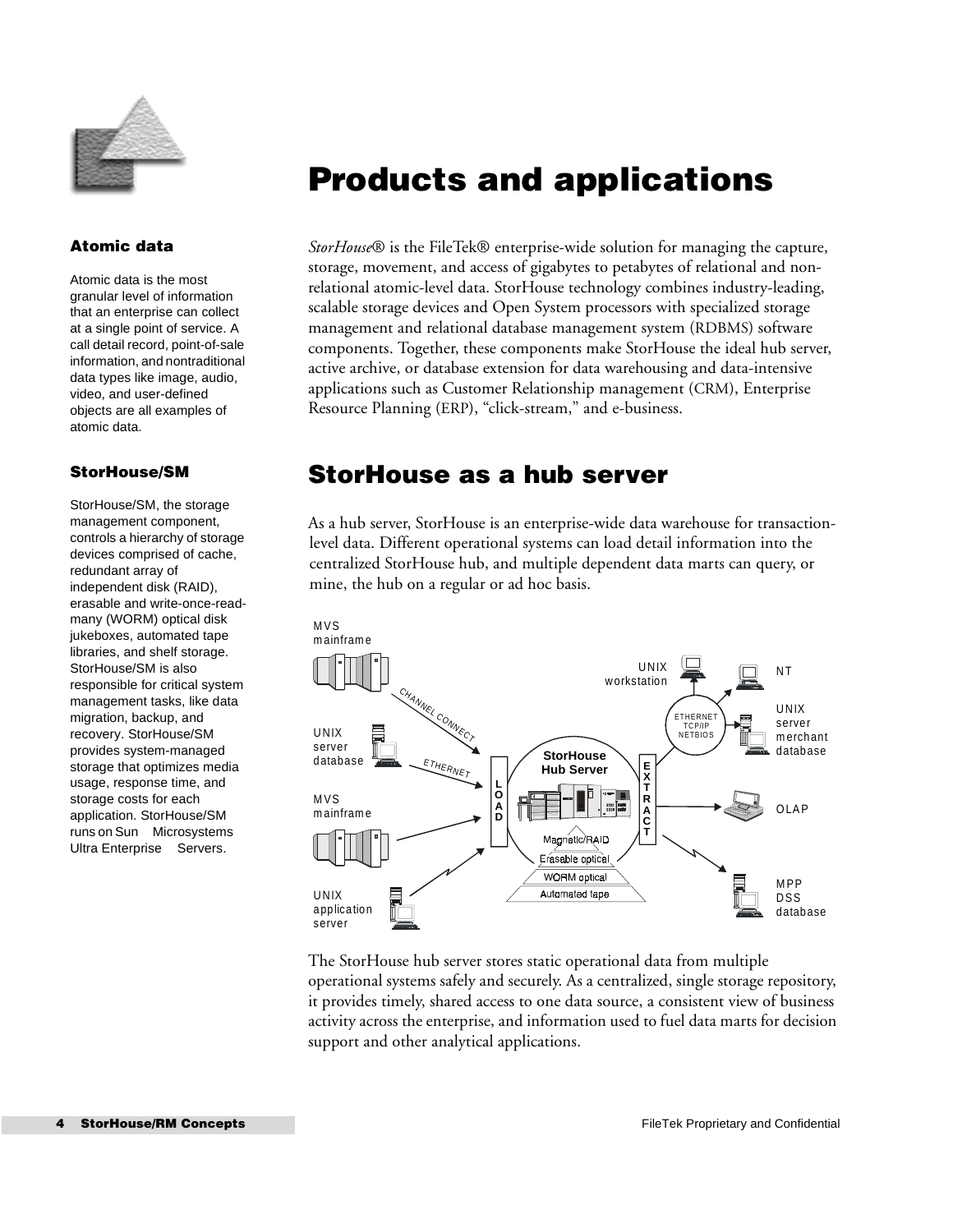# Products and applications

### Atomic data

Atomic data is the most granular level of information that an enterprise can collect at a single point of service. A call detail record, point-of-sale information, and nontraditional data types like image, audio, video, and user-defined objects are all examples of atomic data.

### StorHouse/SM

StorHouse/SM, the storage management component, controls a hierarchy of storage devices comprised of cache, redundant array of independent disk (RAID), erasable and write-once-read-many (WORM) optical disk jukeboxes, automated tape libraries, and shelf storage. StorHouse/SM is also responsible for critical system management tasks, like data migration, backup, and recovery. StorHouse/SM provides system-managed storage that optimizes media usage, response time, and storage costs for each application. StorHouse/SM runs on Sun Microsystems Ultra Enterprise Servers.

*StorHouse*® is the FileTek® enterprise-wide solution for managing the capture, storage, movement, and access of gigabytes to petabytes of relational and non-relational atomic-level data. StorHouse technology combines industry-leading, scalable storage devices and Open System processors with specialized storage management and relational database management system (RDBMS) software components. Together, these components make StorHouse the ideal hub server, active archive, or database extension for data warehousing and data-intensive applications such as Customer Relationship management (CRM), Enterprise Resource Planning (ERP), "click-stream," and e-business.

## StorHouse as a hub server

As a hub server, StorHouse is an enterprise-wide data warehouse for transaction-level data. Different operational systems can load detail information into the centralized StorHouse hub, and multiple dependent data marts can query, or mine, the hub on a regular or ad hoc basis.

The StorHouse hub server stores static operational data from multiple operational systems safely and securely. As a centralized, single storage repository, it provides timely, shared access to one data source, a consistent view of business activity across the enterprise, and information used to fuel data marts for decision support and other analytical applications.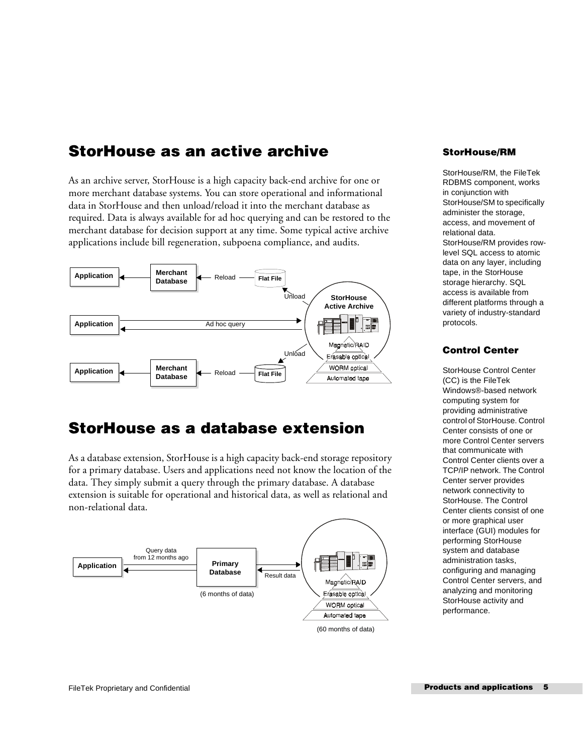## StorHouse as an active archive

As an archive server, StorHouse is a high capacity back-end archive for one or more merchant database systems. You can store operational and informational data in StorHouse and then unload/reload it into the merchant database as required. Data is always available for ad hoc querying and can be restored to the merchant database for decision support at any time. Some typical active archive applications include bill regeneration, subpoena compliance, and audits.

## StorHouse as a database extension

As a database extension, StorHouse is a high capacity back-end storage repository for a primary database. Users and applications need not know the location of the data. They simply submit a query through the primary database. A database extension is suitable for operational and historical data, as well as relational and non-relational data.

### StorHouse/RM

StorHouse/RM, the FileTek RDBMS component, works in conjunction with StorHouse/SM to specifically administer the storage, access, and movement of relational data. StorHouse/RM provides row-level SQL access to atomic data on any layer, including tape, in the StorHouse storage hierarchy. SQL access is available from different platforms through a variety of industry-standard protocols.

### Control Center

StorHouse Control Center (CC) is the FileTek Windows®-based network computing system for providing administrative control of StorHouse. Control Center consists of one or more Control Center servers that communicate with Control Center clients over a TCP/IP network. The Control Center server provides network connectivity to StorHouse. The Control Center clients consist of one or more graphical user interface (GUI) modules for performing StorHouse system and database administration tasks, configuring and managing Control Center servers, and analyzing and monitoring StorHouse activity and performance.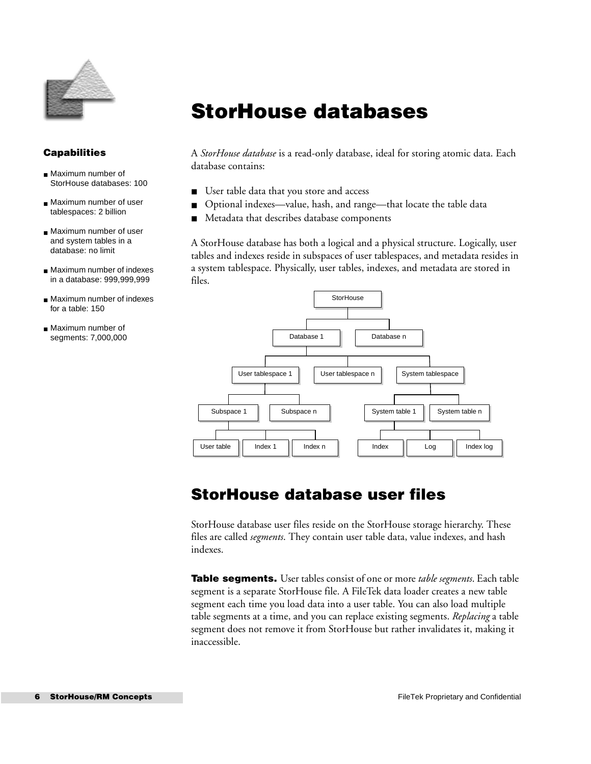# StorHouse databases

**Capabilities**

- Maximum number of StorHouse databases: 100
- Maximum number of user tablespaces: 2 billion
- Maximum number of user and system tables in a database: no limit
- Maximum number of indexes in a database: 999,999,999
- Maximum number of indexes for a table: 150
- Maximum number of segments: 7,000,000

A *StorHouse database* is a read-only database, ideal for storing atomic data. Each database contains:

- User table data that you store and access
- Optional indexes—value, hash, and range—that locate the table data
- Metadata that describes database components

A StorHouse database has both a logical and a physical structure. Logically, user tables and indexes reside in subspaces of user tablespaces, and metadata resides in a system tablespace. Physically, user tables, indexes, and metadata are stored in files.

```
StorHouse
├── Database 1
│   ├── User tablespace 1
│   │   ├── Subspace 1
│   │   │   ├── User table
│   │   │   ├── Index 1
│   │   │   └── Index n
│   │   └── Subspace n
│   ├── User tablespace n
│   └── System tablespace
│       ├── System table 1
│       │   ├── Index
│       │   ├── Log
│       │   └── Index log
│       └── System table n
└── Database n
```

## StorHouse database user files

StorHouse database user files reside on the StorHouse storage hierarchy. These files are called *segments*. They contain user table data, value indexes, and hash indexes.

**Table segments.** User tables consist of one or more *table segments*. Each table segment is a separate StorHouse file. A FileTek data loader creates a new table segment each time you load data into a user table. You can also load multiple table segments at a time, and you can replace existing segments. *Replacing* a table segment does not remove it from StorHouse but rather invalidates it, making it inaccessible.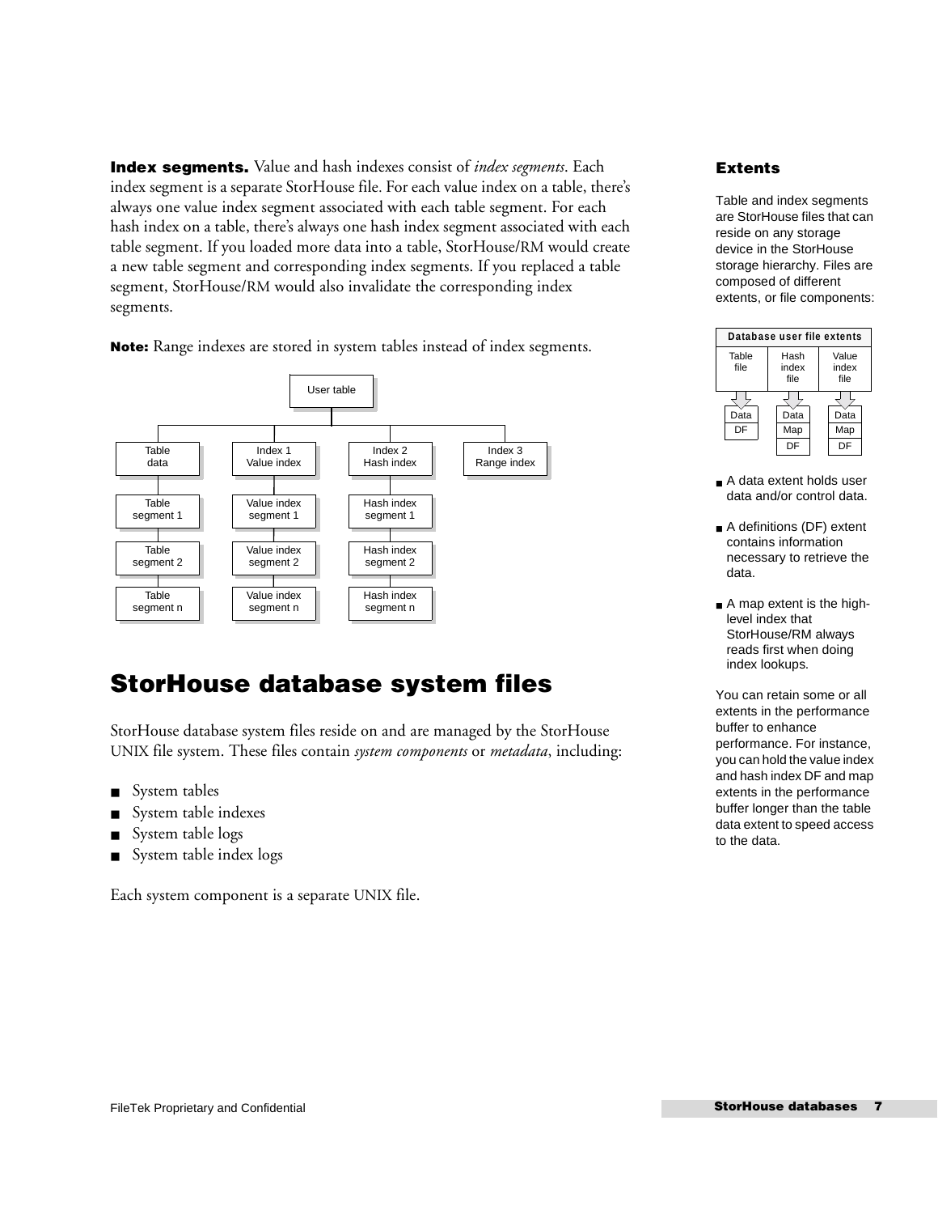**Index segments.** Value and hash indexes consist of *index segments*. Each index segment is a separate StorHouse file. For each value index on a table, there's always one value index segment associated with each table segment. For each hash index on a table, there's always one hash index segment associated with each table segment. If you loaded more data into a table, StorHouse/RM would create a new table segment and corresponding index segments. If you replaced a table segment, StorHouse/RM would also invalidate the corresponding index segments.

**Note:** Range indexes are stored in system tables instead of index segments.

User table

| Table data | Index 1 Value index | Index 2 Hash index | Index 3 Range index |
|---|---|---|---|
| Table segment 1 | Value index segment 1 | Hash index segment 1 | |
| Table segment 2 | Value index segment 2 | Hash index segment 2 | |
| Table segment n | Value index segment n | Hash index segment n | |

### Extents

Table and index segments are StorHouse files that can reside on any storage device in the StorHouse storage hierarchy. Files are composed of different extents, or file components:

| Database user file extents | | |
|---|---|---|
| Table file | Hash index file | Value index file |
| Data | Data | Data |
| DF | Map | Map |
| | DF | DF |

- A data extent holds user data and/or control data.
- A definitions (DF) extent contains information necessary to retrieve the data.
- A map extent is the high-level index that StorHouse/RM always reads first when doing index lookups.

You can retain some or all extents in the performance buffer to enhance performance. For instance, you can hold the value index and hash index DF and map extents in the performance buffer longer than the table data extent to speed access to the data.

## StorHouse database system files

StorHouse database system files reside on and are managed by the StorHouse UNIX file system. These files contain *system components* or *metadata*, including:

- System tables
- System table indexes
- System table logs
- System table index logs

Each system component is a separate UNIX file.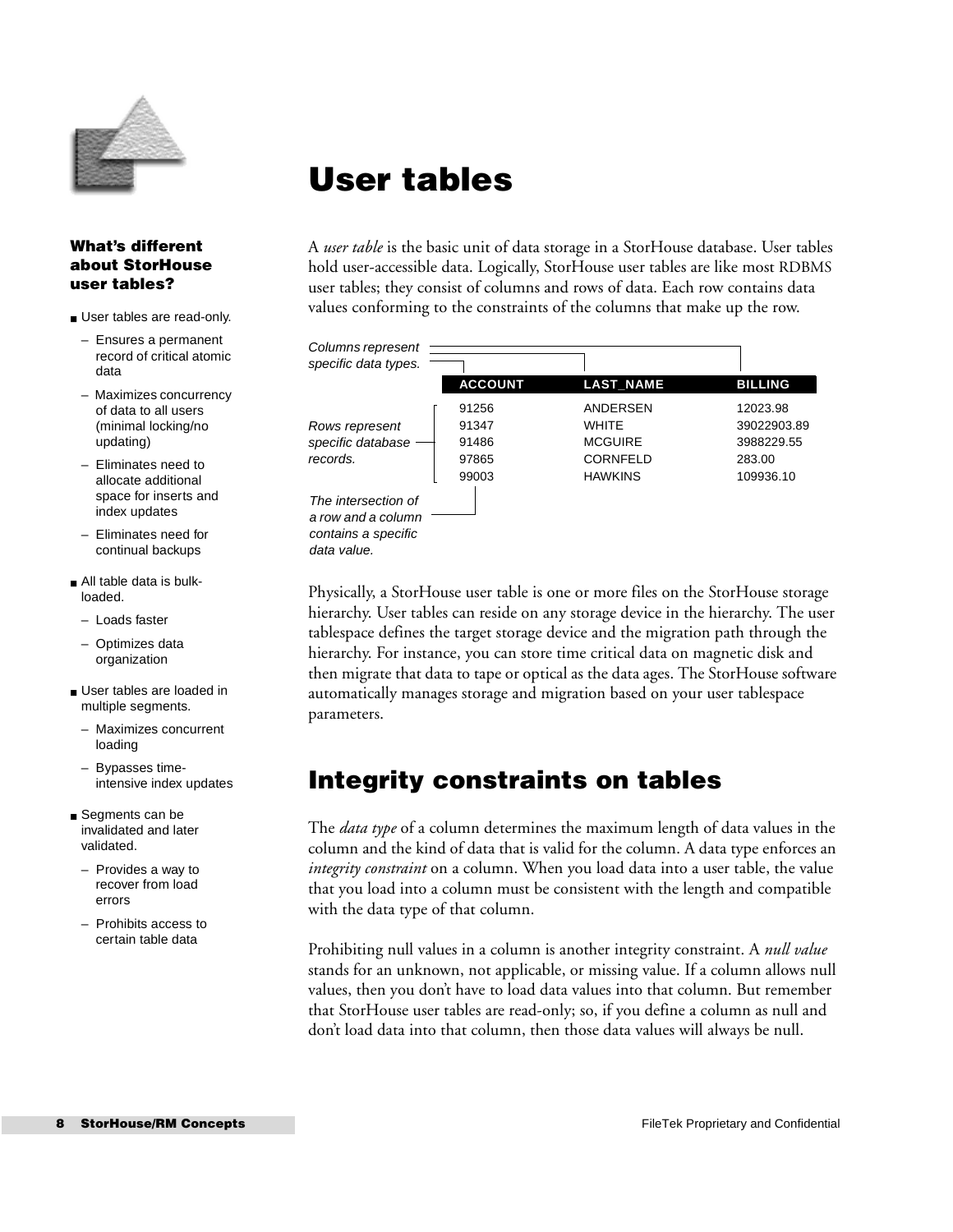# User tables

A *user table* is the basic unit of data storage in a StorHouse database. User tables hold user-accessible data. Logically, StorHouse user tables are like most RDBMS user tables; they consist of columns and rows of data. Each row contains data values conforming to the constraints of the columns that make up the row.

*Columns represent specific data types.*

| ACCOUNT | LAST_NAME | BILLING |
|---|---|---|
| 91256 | ANDERSEN | 12023.98 |
| 91347 | WHITE | 39022903.89 |
| 91486 | MCGUIRE | 3988229.55 |
| 97865 | CORNFELD | 283.00 |
| 99003 | HAWKINS | 109936.10 |

*Rows represent specific database records.*

*The intersection of a row and a column contains a specific data value.*

Physically, a StorHouse user table is one or more files on the StorHouse storage hierarchy. User tables can reside on any storage device in the hierarchy. The user tablespace defines the target storage device and the migration path through the hierarchy. For instance, you can store time critical data on magnetic disk and then migrate that data to tape or optical as the data ages. The StorHouse software automatically manages storage and migration based on your user tablespace parameters.

### What's different about StorHouse user tables?

- User tables are read-only.
  - Ensures a permanent record of critical atomic data
  - Maximizes concurrency of data to all users (minimal locking/no updating)
  - Eliminates need to allocate additional space for inserts and index updates
  - Eliminates need for continual backups
- All table data is bulk-loaded.
  - Loads faster
  - Optimizes data organization
- User tables are loaded in multiple segments.
  - Maximizes concurrent loading
  - Bypasses time-intensive index updates
- Segments can be invalidated and later validated.
  - Provides a way to recover from load errors
  - Prohibits access to certain table data

## Integrity constraints on tables

The *data type* of a column determines the maximum length of data values in the column and the kind of data that is valid for the column. A data type enforces an *integrity constraint* on a column. When you load data into a user table, the value that you load into a column must be consistent with the length and compatible with the data type of that column.

Prohibiting null values in a column is another integrity constraint. A *null value* stands for an unknown, not applicable, or missing value. If a column allows null values, then you don't have to load data values into that column. But remember that StorHouse user tables are read-only; so, if you define a column as null and don't load data into that column, then those data values will always be null.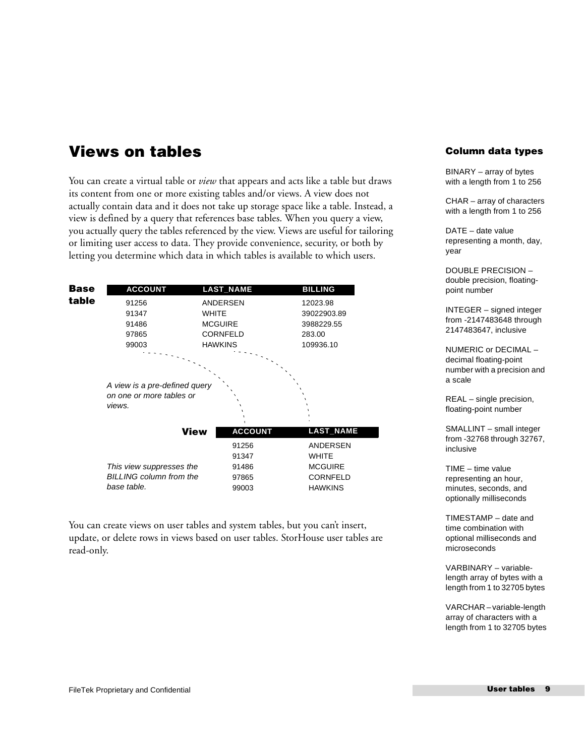## Views on tables

You can create a virtual table or *view* that appears and acts like a table but draws its content from one or more existing tables and/or views. A view does not actually contain data and it does not take up storage space like a table. Instead, a view is defined by a query that references base tables. When you query a view, you actually query the tables referenced by the view. Views are useful for tailoring or limiting user access to data. They provide convenience, security, or both by letting you determine which data in which tables is available to which users.

**Base table**

| ACCOUNT | LAST_NAME | BILLING |
|---|---|---|
| 91256 | ANDERSEN | 12023.98 |
| 91347 | WHITE | 39022903.89 |
| 91486 | MCGUIRE | 3988229.55 |
| 97865 | CORNFELD | 283.00 |
| 99003 | HAWKINS | 109936.10 |

*A view is a pre-defined query on one or more tables or views.*

**View**

| ACCOUNT | LAST_NAME |
|---|---|
| 91256 | ANDERSEN |
| 91347 | WHITE |
| 91486 | MCGUIRE |
| 97865 | CORNFELD |
| 99003 | HAWKINS |

*This view suppresses the BILLING column from the base table.*

You can create views on user tables and system tables, but you can't insert, update, or delete rows in views based on user tables. StorHouse user tables are read-only.

### Column data types

BINARY – array of bytes with a length from 1 to 256

CHAR – array of characters with a length from 1 to 256

DATE – date value representing a month, day, year

DOUBLE PRECISION – double precision, floating-point number

INTEGER – signed integer from -2147483648 through 2147483647, inclusive

NUMERIC or DECIMAL – decimal floating-point number with a precision and a scale

REAL – single precision, floating-point number

SMALLINT – small integer from -32768 through 32767, inclusive

TIME – time value representing an hour, minutes, seconds, and optionally milliseconds

TIMESTAMP – date and time combination with optional milliseconds and microseconds

VARBINARY – variable-length array of bytes with a length from 1 to 32705 bytes

VARCHAR – variable-length array of characters with a length from 1 to 32705 bytes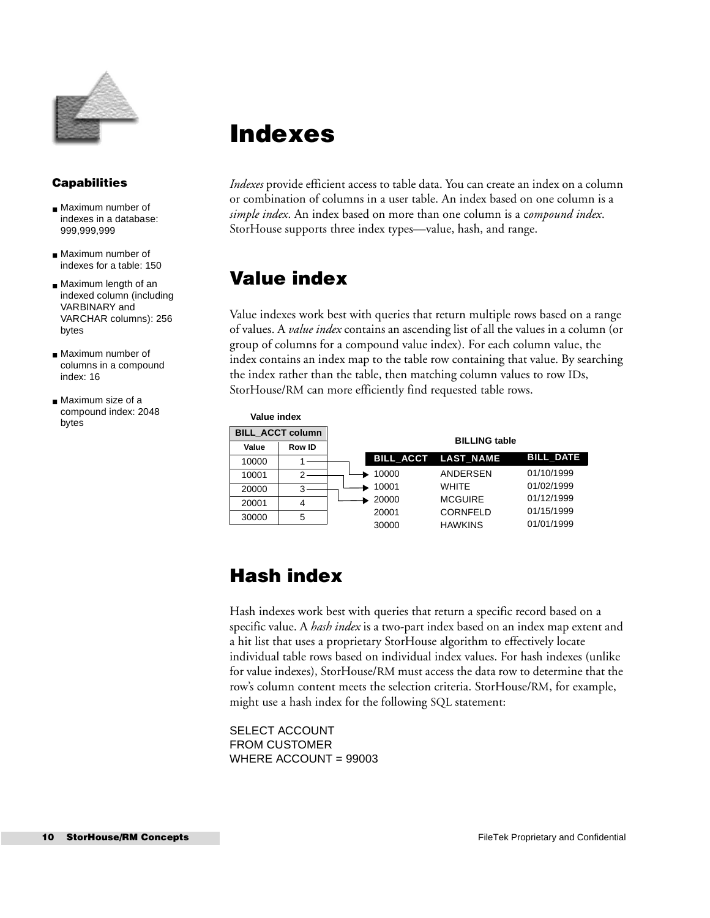# Indexes

### Capabilities

- Maximum number of indexes in a database: 999,999,999
- Maximum number of indexes for a table: 150
- Maximum length of an indexed column (including VARBINARY and VARCHAR columns): 256 bytes
- Maximum number of columns in a compound index: 16
- Maximum size of a compound index: 2048 bytes

*Indexes* provide efficient access to table data. You can create an index on a column or combination of columns in a user table. An index based on one column is a *simple index*. An index based on more than one column is a *compound index*. StorHouse supports three index types—value, hash, and range.

## Value index

Value indexes work best with queries that return multiple rows based on a range of values. A *value index* contains an ascending list of all the values in a column (or group of columns for a compound value index). For each column value, the index contains an index map to the table row containing that value. By searching the index rather than the table, then matching column values to row IDs, StorHouse/RM can more efficiently find requested table rows.

**Value index**

| BILL_ACCT column | |
|---|---|
| Value | Row ID |
| 10000 | 1 |
| 10001 | 2 |
| 20000 | 3 |
| 20001 | 4 |
| 30000 | 5 |

**BILLING table**

| BILL_ACCT | LAST_NAME | BILL_DATE |
|---|---|---|
| 10000 | ANDERSEN | 01/10/1999 |
| 10001 | WHITE | 01/02/1999 |
| 20000 | MCGUIRE | 01/12/1999 |
| 20001 | CORNFELD | 01/15/1999 |
| 30000 | HAWKINS | 01/01/1999 |

## Hash index

Hash indexes work best with queries that return a specific record based on a specific value. A *hash index* is a two-part index based on an index map extent and a hit list that uses a proprietary StorHouse algorithm to effectively locate individual table rows based on individual index values. For hash indexes (unlike for value indexes), StorHouse/RM must access the data row to determine that the row's column content meets the selection criteria. StorHouse/RM, for example, might use a hash index for the following SQL statement:

```
SELECT ACCOUNT
FROM CUSTOMER
WHERE ACCOUNT = 99003
```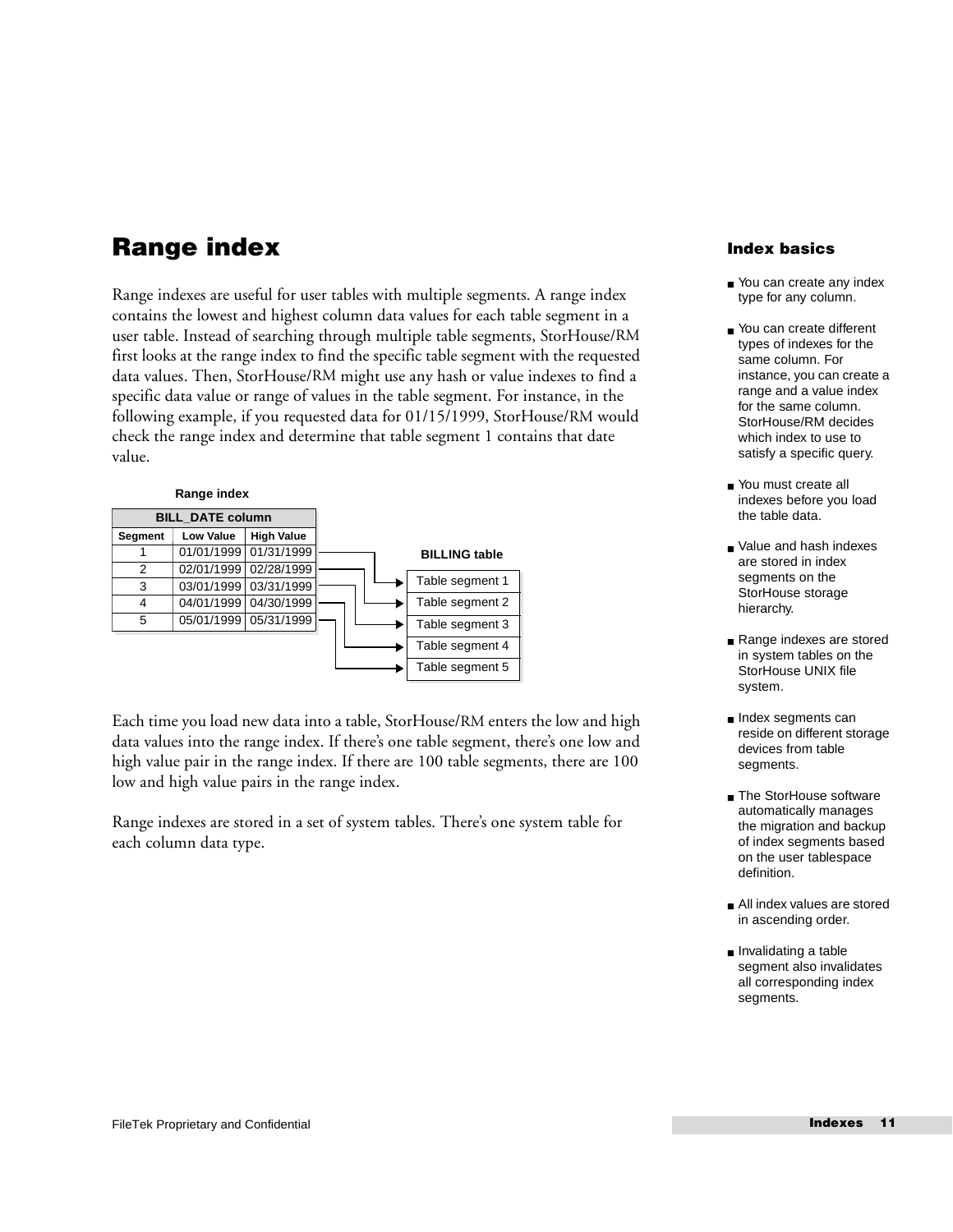# Range index

Range indexes are useful for user tables with multiple segments. A range index contains the lowest and highest column data values for each table segment in a user table. Instead of searching through multiple table segments, StorHouse/RM first looks at the range index to find the specific table segment with the requested data values. Then, StorHouse/RM might use any hash or value indexes to find a specific data value or range of values in the table segment. For instance, in the following example, if you requested data for 01/15/1999, StorHouse/RM would check the range index and determine that table segment 1 contains that date value.

**Range index**

| BILL_DATE column | | |
|---|---|---|
| **Segment** | **Low Value** | **High Value** |
| 1 | 01/01/1999 | 01/31/1999 |
| 2 | 02/01/1999 | 02/28/1999 |
| 3 | 03/01/1999 | 03/31/1999 |
| 4 | 04/01/1999 | 04/30/1999 |
| 5 | 05/01/1999 | 05/31/1999 |

**BILLING table**

| |
|---|
| Table segment 1 |
| Table segment 2 |
| Table segment 3 |
| Table segment 4 |
| Table segment 5 |

Each time you load new data into a table, StorHouse/RM enters the low and high data values into the range index. If there's one table segment, there's one low and high value pair in the range index. If there are 100 table segments, there are 100 low and high value pairs in the range index.

Range indexes are stored in a set of system tables. There's one system table for each column data type.

### Index basics

- You can create any index type for any column.
- You can create different types of indexes for the same column. For instance, you can create a range and a value index for the same column. StorHouse/RM decides which index to use to satisfy a specific query.
- You must create all indexes before you load the table data.
- Value and hash indexes are stored in index segments on the StorHouse storage hierarchy.
- Range indexes are stored in system tables on the StorHouse UNIX file system.
- Index segments can reside on different storage devices from table segments.
- The StorHouse software automatically manages the migration and backup of index segments based on the user tablespace definition.
- All index values are stored in ascending order.
- Invalidating a table segment also invalidates all corresponding index segments.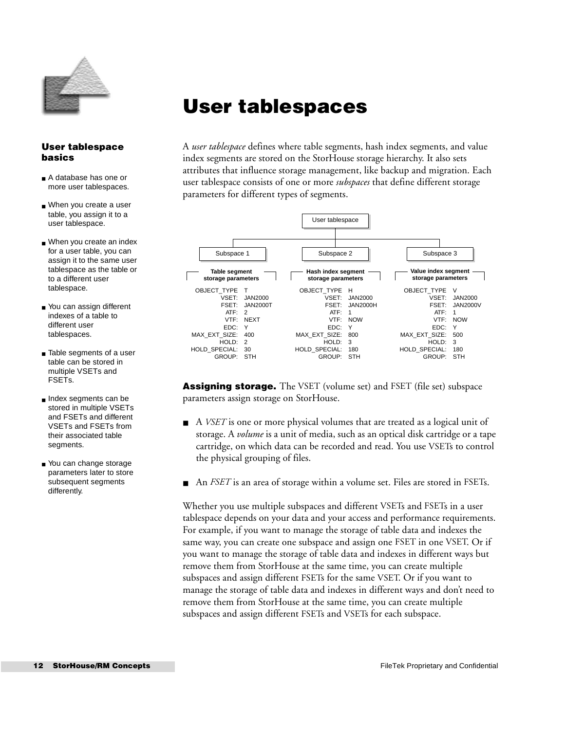# User tablespaces

### User tablespace basics

- A database has one or more user tablespaces.
- When you create a user table, you assign it to a user tablespace.
- When you create an index for a user table, you can assign it to the same user tablespace as the table or to a different user tablespace.
- You can assign different indexes of a table to different user tablespaces.
- Table segments of a user table can be stored in multiple VSETs and FSETs.
- Index segments can be stored in multiple VSETs and FSETs and different VSETs and FSETs from their associated table segments.
- You can change storage parameters later to store subsequent segments differently.

A *user tablespace* defines where table segments, hash index segments, and value index segments are stored on the StorHouse storage hierarchy. It also sets attributes that influence storage management, like backup and migration. Each user tablespace consists of one or more *subspaces* that define different storage parameters for different types of segments.

User tablespace

| | Subspace 1 | Subspace 2 | Subspace 3 |
|---|---|---|---|
| | **Table segment storage parameters** | **Hash index segment storage parameters** | **Value index segment storage parameters** |
| OBJECT_TYPE | T | H | V |
| VSET: | JAN2000 | JAN2000 | JAN2000 |
| FSET: | JAN2000T | JAN2000H | JAN2000V |
| ATF: | 2 | 1 | 1 |
| VTF: | NEXT | NOW | NOW |
| EDC: | Y | Y | Y |
| MAX_EXT_SIZE: | 400 | 800 | 500 |
| HOLD: | 2 | 3 | 3 |
| HOLD_SPECIAL: | 30 | 180 | 180 |
| GROUP: | STH | STH | STH |

**Assigning storage.** The VSET (volume set) and FSET (file set) subspace parameters assign storage on StorHouse.

- A *VSET* is one or more physical volumes that are treated as a logical unit of storage. A *volume* is a unit of media, such as an optical disk cartridge or a tape cartridge, on which data can be recorded and read. You use VSETs to control the physical grouping of files.
- An *FSET* is an area of storage within a volume set. Files are stored in FSETs.

Whether you use multiple subspaces and different VSETs and FSETs in a user tablespace depends on your data and your access and performance requirements. For example, if you want to manage the storage of table data and indexes the same way, you can create one subspace and assign one FSET in one VSET. Or if you want to manage the storage of table data and indexes in different ways but remove them from StorHouse at the same time, you can create multiple subspaces and assign different FSETs for the same VSET. Or if you want to manage the storage of table data and indexes in different ways and don't need to remove them from StorHouse at the same time, you can create multiple subspaces and assign different FSETs and VSETs for each subspace.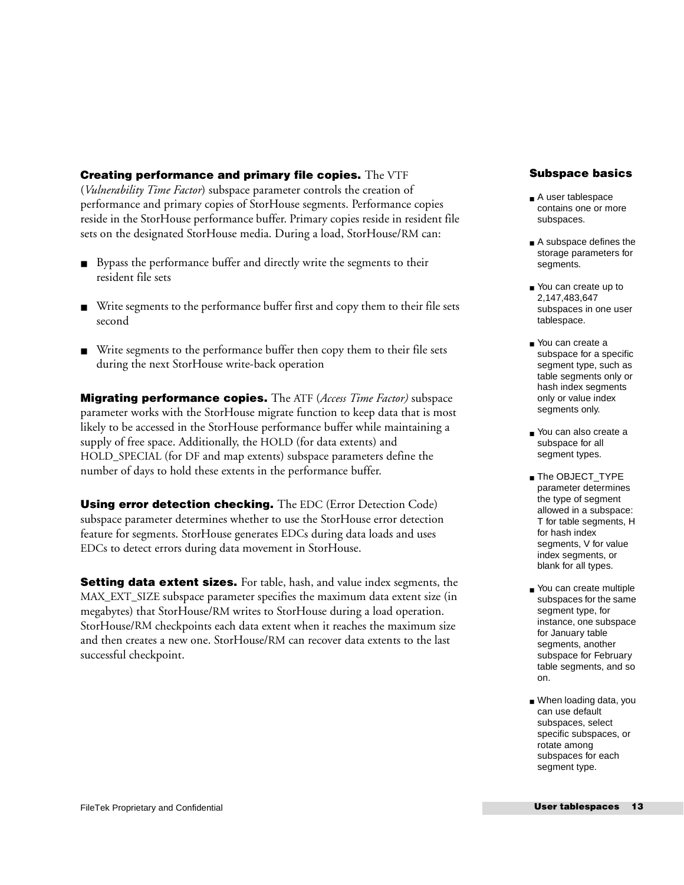**Creating performance and primary file copies.** The VTF (*Vulnerability Time Factor*) subspace parameter controls the creation of performance and primary copies of StorHouse segments. Performance copies reside in the StorHouse performance buffer. Primary copies reside in resident file sets on the designated StorHouse media. During a load, StorHouse/RM can:

- Bypass the performance buffer and directly write the segments to their resident file sets
- Write segments to the performance buffer first and copy them to their file sets second
- Write segments to the performance buffer then copy them to their file sets during the next StorHouse write-back operation

**Migrating performance copies.** The ATF (*Access Time Factor)* subspace parameter works with the StorHouse migrate function to keep data that is most likely to be accessed in the StorHouse performance buffer while maintaining a supply of free space. Additionally, the HOLD (for data extents) and HOLD_SPECIAL (for DF and map extents) subspace parameters define the number of days to hold these extents in the performance buffer.

**Using error detection checking.** The EDC (Error Detection Code) subspace parameter determines whether to use the StorHouse error detection feature for segments. StorHouse generates EDCs during data loads and uses EDCs to detect errors during data movement in StorHouse.

**Setting data extent sizes.** For table, hash, and value index segments, the MAX_EXT_SIZE subspace parameter specifies the maximum data extent size (in megabytes) that StorHouse/RM writes to StorHouse during a load operation. StorHouse/RM checkpoints each data extent when it reaches the maximum size and then creates a new one. StorHouse/RM can recover data extents to the last successful checkpoint.

### Subspace basics

- A user tablespace contains one or more subspaces.
- A subspace defines the storage parameters for segments.
- You can create up to 2,147,483,647 subspaces in one user tablespace.
- You can create a subspace for a specific segment type, such as table segments only or hash index segments only or value index segments only.
- You can also create a subspace for all segment types.
- The OBJECT_TYPE parameter determines the type of segment allowed in a subspace: T for table segments, H for hash index segments, V for value index segments, or blank for all types.
- You can create multiple subspaces for the same segment type, for instance, one subspace for January table segments, another subspace for February table segments, and so on.
- When loading data, you can use default subspaces, select specific subspaces, or rotate among subspaces for each segment type.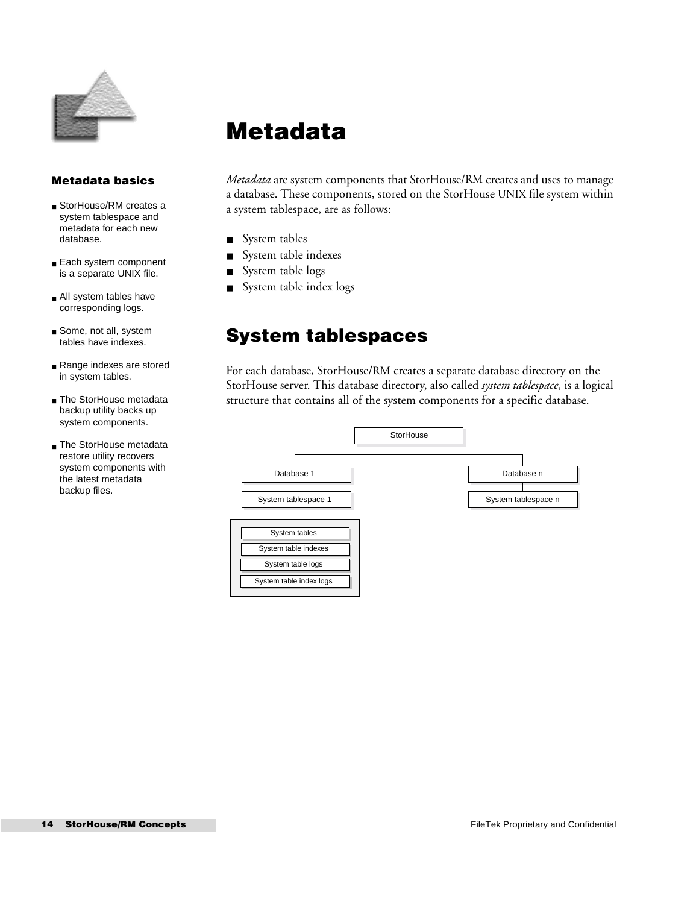# Metadata

### Metadata basics

- StorHouse/RM creates a system tablespace and metadata for each new database.
- Each system component is a separate UNIX file.
- All system tables have corresponding logs.
- Some, not all, system tables have indexes.
- Range indexes are stored in system tables.
- The StorHouse metadata backup utility backs up system components.
- The StorHouse metadata restore utility recovers system components with the latest metadata backup files.

*Metadata* are system components that StorHouse/RM creates and uses to manage a database. These components, stored on the StorHouse UNIX file system within a system tablespace, are as follows:

- System tables
- System table indexes
- System table logs
- System table index logs

## System tablespaces

For each database, StorHouse/RM creates a separate database directory on the StorHouse server. This database directory, also called *system tablespace*, is a logical structure that contains all of the system components for a specific database.

```
                    StorHouse
          ┌─────────────┴─────────────┐
      Database 1                 Database n
  System tablespace 1       System tablespace n
          │
  ┌───────────────────────┐
  │ System tables         │
  │ System table indexes  │
  │ System table logs     │
  │ System table index logs│
  └───────────────────────┘
```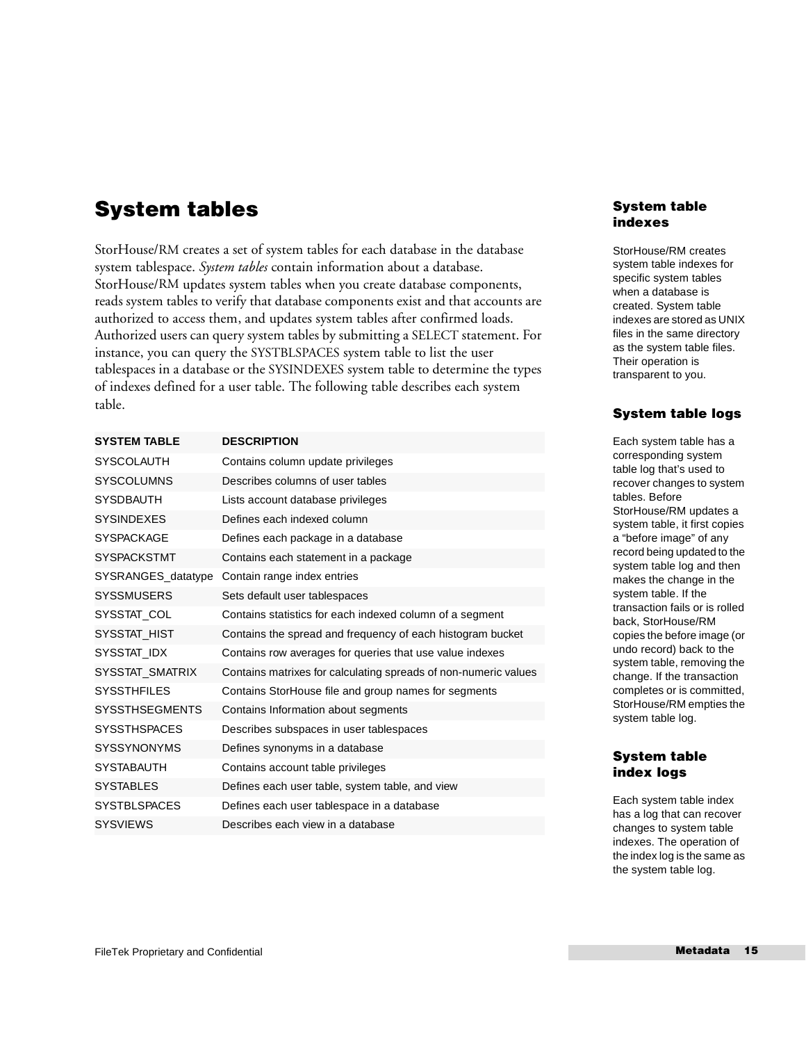# System tables

StorHouse/RM creates a set of system tables for each database in the database system tablespace. *System tables* contain information about a database. StorHouse/RM updates system tables when you create database components, reads system tables to verify that database components exist and that accounts are authorized to access them, and updates system tables after confirmed loads. Authorized users can query system tables by submitting a SELECT statement. For instance, you can query the SYSTBLSPACES system table to list the user tablespaces in a database or the SYSINDEXES system table to determine the types of indexes defined for a user table. The following table describes each system table.

| SYSTEM TABLE | DESCRIPTION |
|---|---|
| SYSCOLAUTH | Contains column update privileges |
| SYSCOLUMNS | Describes columns of user tables |
| SYSDBAUTH | Lists account database privileges |
| SYSINDEXES | Defines each indexed column |
| SYSPACKAGE | Defines each package in a database |
| SYSPACKSTMT | Contains each statement in a package |
| SYSRANGES_datatype | Contain range index entries |
| SYSSMUSERS | Sets default user tablespaces |
| SYSSTAT_COL | Contains statistics for each indexed column of a segment |
| SYSSTAT_HIST | Contains the spread and frequency of each histogram bucket |
| SYSSTAT_IDX | Contains row averages for queries that use value indexes |
| SYSSTAT_SMATRIX | Contains matrixes for calculating spreads of non-numeric values |
| SYSSTHFILES | Contains StorHouse file and group names for segments |
| SYSSTHSEGMENTS | Contains Information about segments |
| SYSSTHSPACES | Describes subspaces in user tablespaces |
| SYSSYNONYMS | Defines synonyms in a database |
| SYSTABAUTH | Contains account table privileges |
| SYSTABLES | Defines each user table, system table, and view |
| SYSTBLSPACES | Defines each user tablespace in a database |
| SYSVIEWS | Describes each view in a database |

### System table indexes

StorHouse/RM creates system table indexes for specific system tables when a database is created. System table indexes are stored as UNIX files in the same directory as the system table files. Their operation is transparent to you.

### System table logs

Each system table has a corresponding system table log that's used to recover changes to system tables. Before StorHouse/RM updates a system table, it first copies a "before image" of any record being updated to the system table log and then makes the change in the system table. If the transaction fails or is rolled back, StorHouse/RM copies the before image (or undo record) back to the system table, removing the change. If the transaction completes or is committed, StorHouse/RM empties the system table log.

### System table index logs

Each system table index has a log that can recover changes to system table indexes. The operation of the index log is the same as the system table log.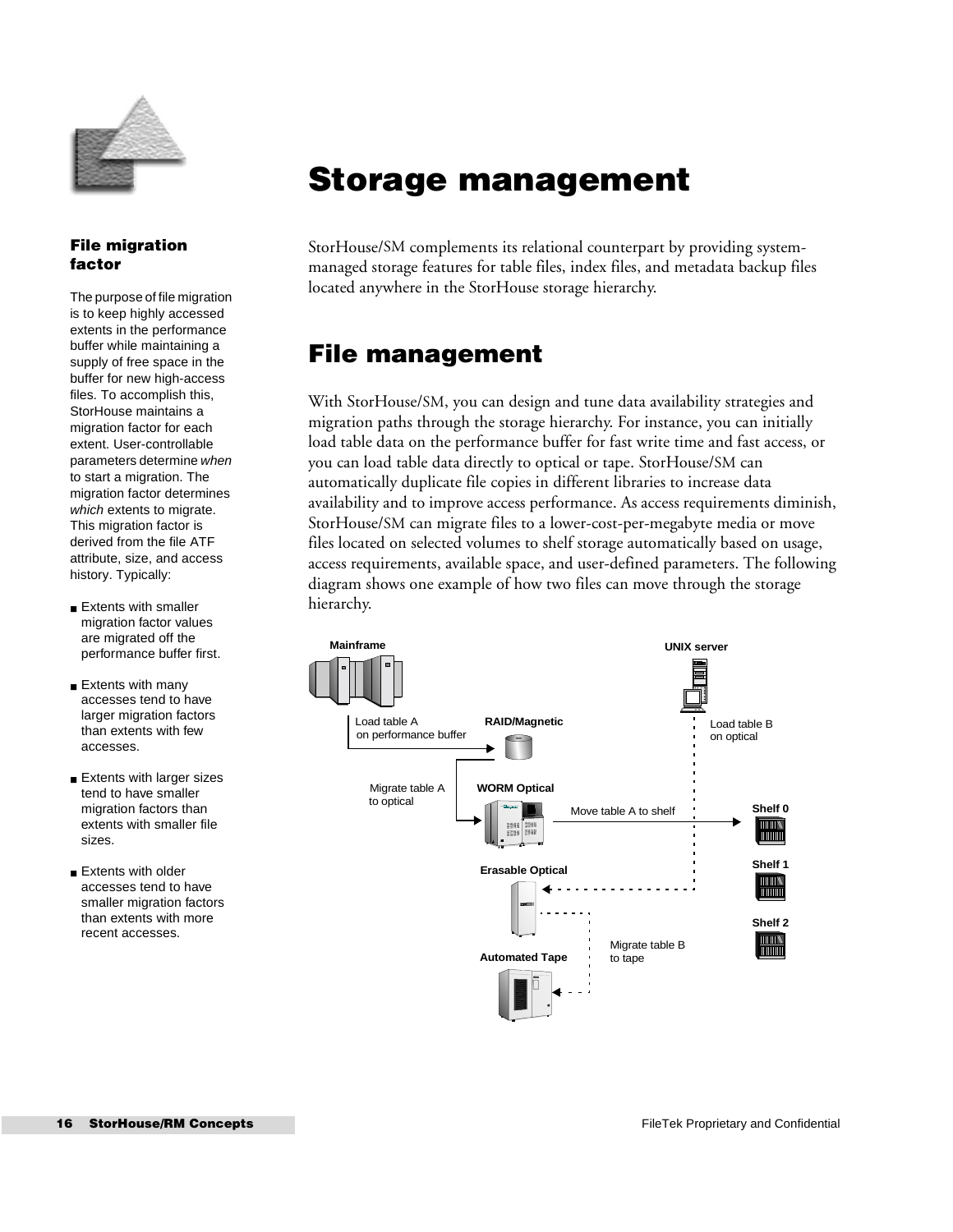# Storage management

StorHouse/SM complements its relational counterpart by providing system-managed storage features for table files, index files, and metadata backup files located anywhere in the StorHouse storage hierarchy.

### File migration factor

The purpose of file migration is to keep highly accessed extents in the performance buffer while maintaining a supply of free space in the buffer for new high-access files. To accomplish this, StorHouse maintains a migration factor for each extent. User-controllable parameters determine *when* to start a migration. The migration factor determines *which* extents to migrate. This migration factor is derived from the file ATF attribute, size, and access history. Typically:

- Extents with smaller migration factor values are migrated off the performance buffer first.
- Extents with many accesses tend to have larger migration factors than extents with few accesses.
- Extents with larger sizes tend to have smaller migration factors than extents with smaller file sizes.
- Extents with older accesses tend to have smaller migration factors than extents with more recent accesses.

## File management

With StorHouse/SM, you can design and tune data availability strategies and migration paths through the storage hierarchy. For instance, you can initially load table data on the performance buffer for fast write time and fast access, or you can load table data directly to optical or tape. StorHouse/SM can automatically duplicate file copies in different libraries to increase data availability and to improve access performance. As access requirements diminish, StorHouse/SM can migrate files to a lower-cost-per-megabyte media or move files located on selected volumes to shelf storage automatically based on usage, access requirements, available space, and user-defined parameters. The following diagram shows one example of how two files can move through the storage hierarchy.

Mainframe — Load table A on performance buffer → RAID/Magnetic — Migrate table A to optical → WORM Optical — Move table A to shelf → Shelf 0

UNIX server — Load table B on optical → Erasable Optical — Migrate table B to tape → Automated Tape

Shelf 1, Shelf 2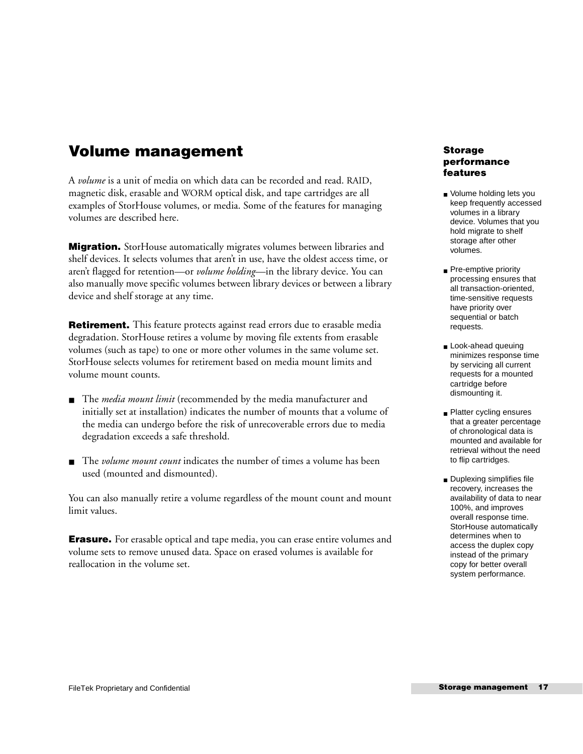## Volume management

A *volume* is a unit of media on which data can be recorded and read. RAID, magnetic disk, erasable and WORM optical disk, and tape cartridges are all examples of StorHouse volumes, or media. Some of the features for managing volumes are described here.

**Migration.** StorHouse automatically migrates volumes between libraries and shelf devices. It selects volumes that aren't in use, have the oldest access time, or aren't flagged for retention—or *volume holding*—in the library device. You can also manually move specific volumes between library devices or between a library device and shelf storage at any time.

**Retirement.** This feature protects against read errors due to erasable media degradation. StorHouse retires a volume by moving file extents from erasable volumes (such as tape) to one or more other volumes in the same volume set. StorHouse selects volumes for retirement based on media mount limits and volume mount counts.

- The *media mount limit* (recommended by the media manufacturer and initially set at installation) indicates the number of mounts that a volume of the media can undergo before the risk of unrecoverable errors due to media degradation exceeds a safe threshold.
- The *volume mount count* indicates the number of times a volume has been used (mounted and dismounted).

You can also manually retire a volume regardless of the mount count and mount limit values.

**Erasure.** For erasable optical and tape media, you can erase entire volumes and volume sets to remove unused data. Space on erased volumes is available for reallocation in the volume set.

### Storage performance features

- Volume holding lets you keep frequently accessed volumes in a library device. Volumes that you hold migrate to shelf storage after other volumes.
- Pre-emptive priority processing ensures that all transaction-oriented, time-sensitive requests have priority over sequential or batch requests.
- Look-ahead queuing minimizes response time by servicing all current requests for a mounted cartridge before dismounting it.
- Platter cycling ensures that a greater percentage of chronological data is mounted and available for retrieval without the need to flip cartridges.
- Duplexing simplifies file recovery, increases the availability of data to near 100%, and improves overall response time. StorHouse automatically determines when to access the duplex copy instead of the primary copy for better overall system performance.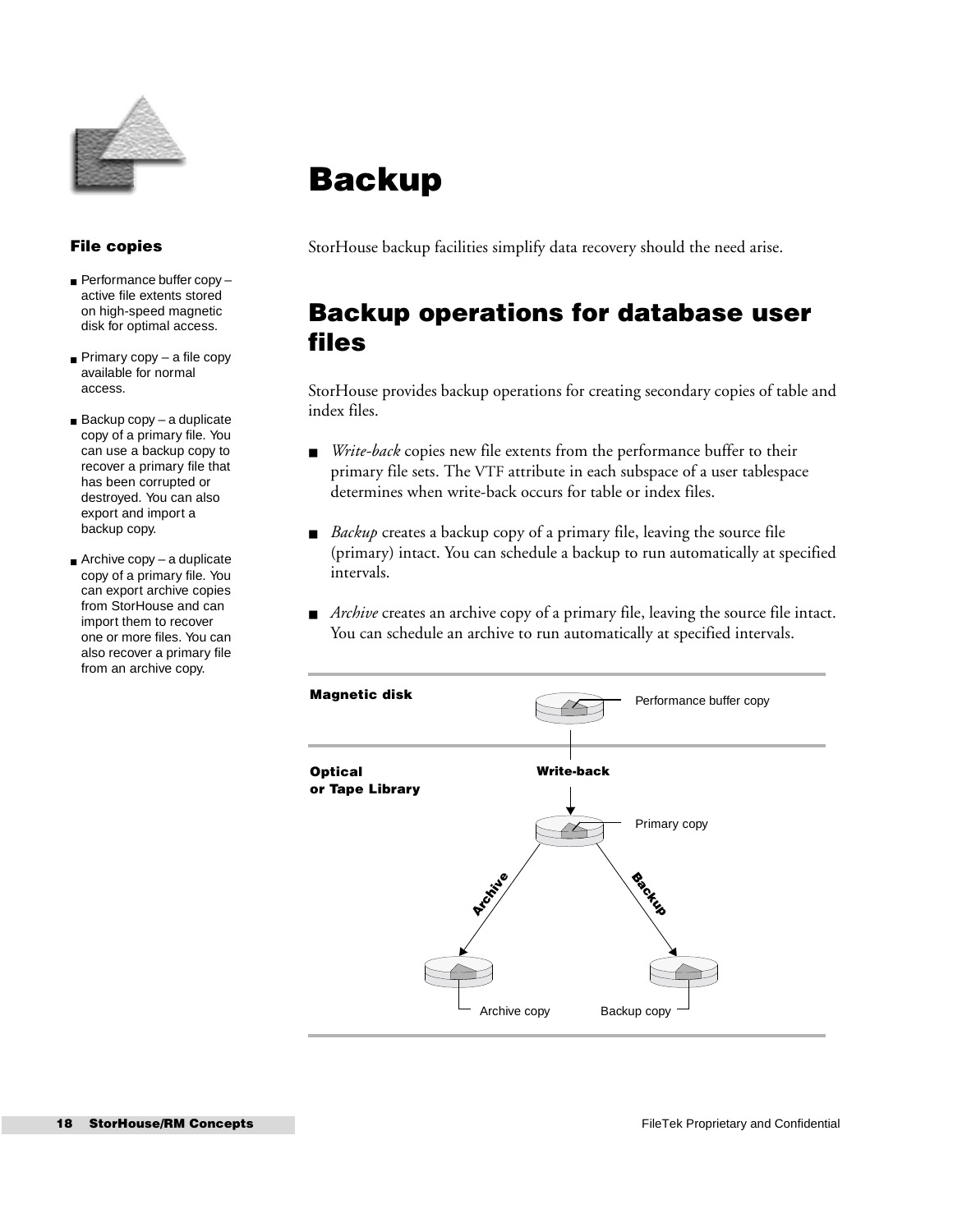# Backup

StorHouse backup facilities simplify data recovery should the need arise.

## Backup operations for database user files

StorHouse provides backup operations for creating secondary copies of table and index files.

- *Write-back* copies new file extents from the performance buffer to their primary file sets. The VTF attribute in each subspace of a user tablespace determines when write-back occurs for table or index files.
- *Backup* creates a backup copy of a primary file, leaving the source file (primary) intact. You can schedule a backup to run automatically at specified intervals.
- *Archive* creates an archive copy of a primary file, leaving the source file intact. You can schedule an archive to run automatically at specified intervals.

**Magnetic disk**

Performance buffer copy

**Write-back**

**Optical or Tape Library**

Primary copy

**Archive**

**Backup**

Archive copy

Backup copy

### File copies

- Performance buffer copy – active file extents stored on high-speed magnetic disk for optimal access.
- Primary copy – a file copy available for normal access.
- Backup copy – a duplicate copy of a primary file. You can use a backup copy to recover a primary file that has been corrupted or destroyed. You can also export and import a backup copy.
- Archive copy – a duplicate copy of a primary file. You can export archive copies from StorHouse and can import them to recover one or more files. You can also recover a primary file from an archive copy.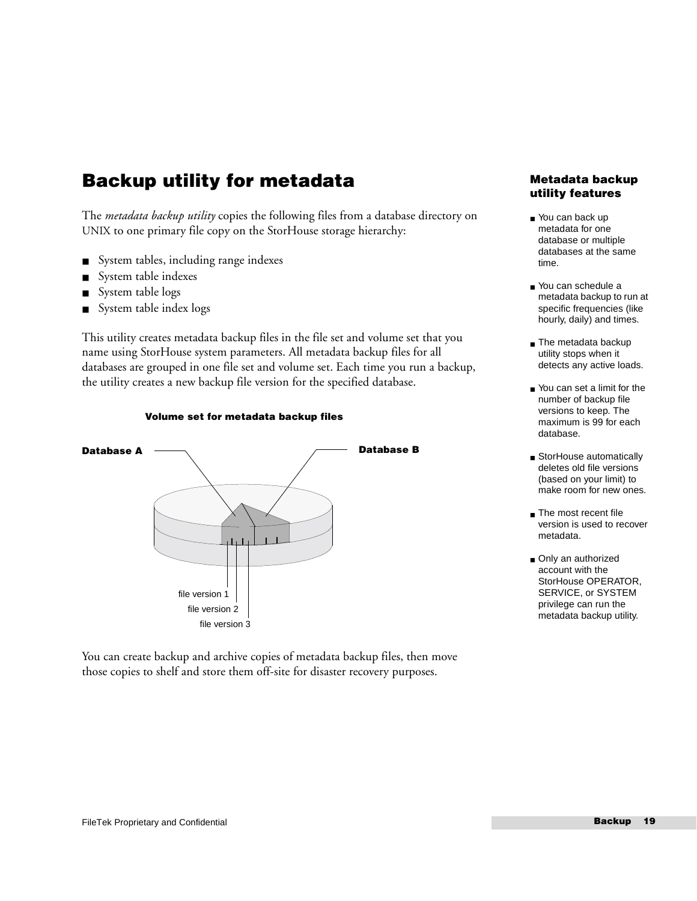# Backup utility for metadata

The *metadata backup utility* copies the following files from a database directory on UNIX to one primary file copy on the StorHouse storage hierarchy:

- System tables, including range indexes
- System table indexes
- System table logs
- System table index logs

This utility creates metadata backup files in the file set and volume set that you name using StorHouse system parameters. All metadata backup files for all databases are grouped in one file set and volume set. Each time you run a backup, the utility creates a new backup file version for the specified database.

**Volume set for metadata backup files**

**Database A** **Database B**

file version 1
file version 2
file version 3

You can create backup and archive copies of metadata backup files, then move those copies to shelf and store them off-site for disaster recovery purposes.

### Metadata backup utility features

- You can back up metadata for one database or multiple databases at the same time.
- You can schedule a metadata backup to run at specific frequencies (like hourly, daily) and times.
- The metadata backup utility stops when it detects any active loads.
- You can set a limit for the number of backup file versions to keep. The maximum is 99 for each database.
- StorHouse automatically deletes old file versions (based on your limit) to make room for new ones.
- The most recent file version is used to recover metadata.
- Only an authorized account with the StorHouse OPERATOR, SERVICE, or SYSTEM privilege can run the metadata backup utility.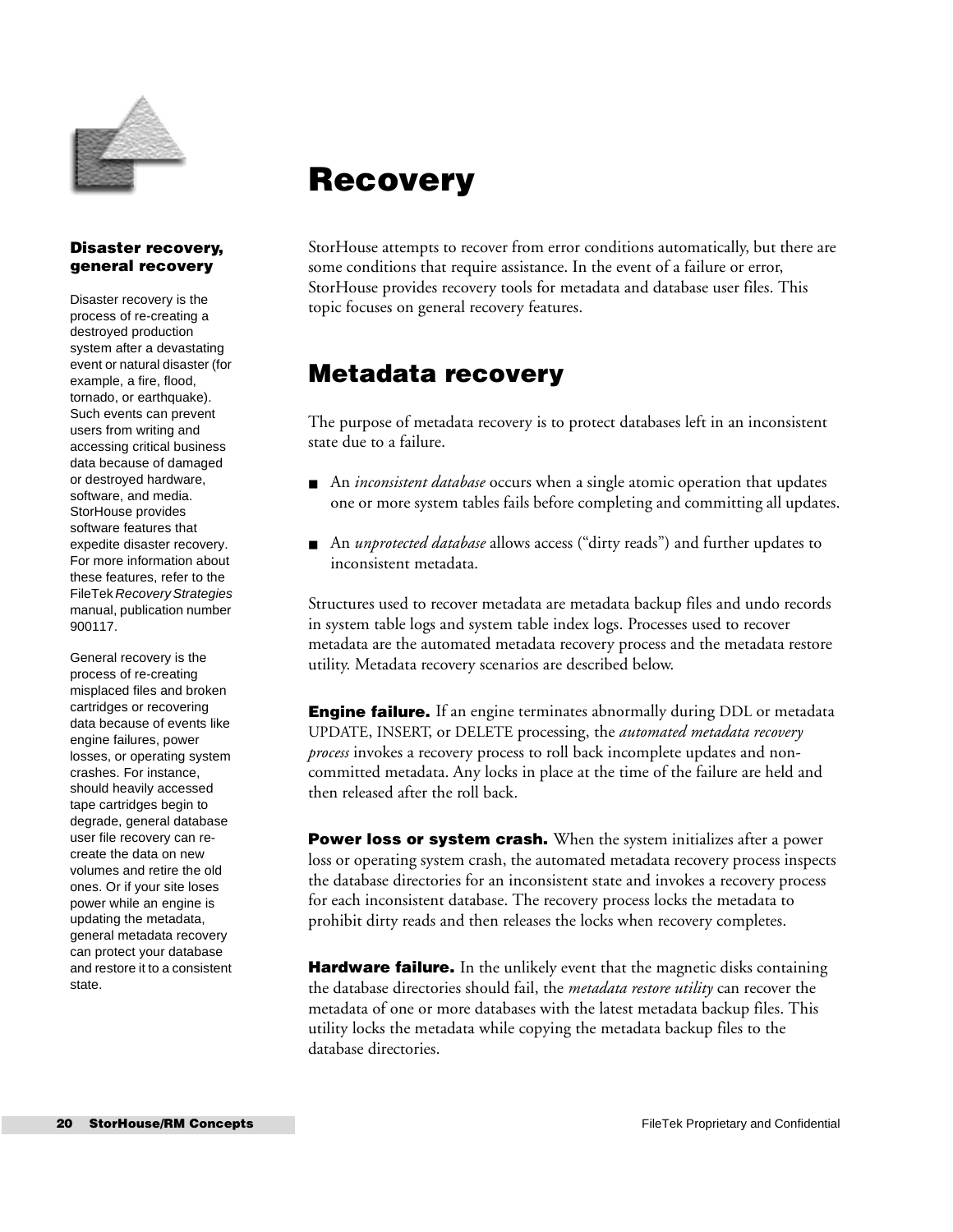# Recovery

StorHouse attempts to recover from error conditions automatically, but there are some conditions that require assistance. In the event of a failure or error, StorHouse provides recovery tools for metadata and database user files. This topic focuses on general recovery features.

**Disaster recovery, general recovery**

Disaster recovery is the process of re-creating a destroyed production system after a devastating event or natural disaster (for example, a fire, flood, tornado, or earthquake). Such events can prevent users from writing and accessing critical business data because of damaged or destroyed hardware, software, and media. StorHouse provides software features that expedite disaster recovery. For more information about these features, refer to the FileTek *Recovery Strategies* manual, publication number 900117.

General recovery is the process of re-creating misplaced files and broken cartridges or recovering data because of events like engine failures, power losses, or operating system crashes. For instance, should heavily accessed tape cartridges begin to degrade, general database user file recovery can re-create the data on new volumes and retire the old ones. Or if your site loses power while an engine is updating the metadata, general metadata recovery can protect your database and restore it to a consistent state.

## Metadata recovery

The purpose of metadata recovery is to protect databases left in an inconsistent state due to a failure.

- An *inconsistent database* occurs when a single atomic operation that updates one or more system tables fails before completing and committing all updates.
- An *unprotected database* allows access ("dirty reads") and further updates to inconsistent metadata.

Structures used to recover metadata are metadata backup files and undo records in system table logs and system table index logs. Processes used to recover metadata are the automated metadata recovery process and the metadata restore utility. Metadata recovery scenarios are described below.

**Engine failure.** If an engine terminates abnormally during DDL or metadata UPDATE, INSERT, or DELETE processing, the *automated metadata recovery process* invokes a recovery process to roll back incomplete updates and non-committed metadata. Any locks in place at the time of the failure are held and then released after the roll back.

**Power loss or system crash.** When the system initializes after a power loss or operating system crash, the automated metadata recovery process inspects the database directories for an inconsistent state and invokes a recovery process for each inconsistent database. The recovery process locks the metadata to prohibit dirty reads and then releases the locks when recovery completes.

**Hardware failure.** In the unlikely event that the magnetic disks containing the database directories should fail, the *metadata restore utility* can recover the metadata of one or more databases with the latest metadata backup files. This utility locks the metadata while copying the metadata backup files to the database directories.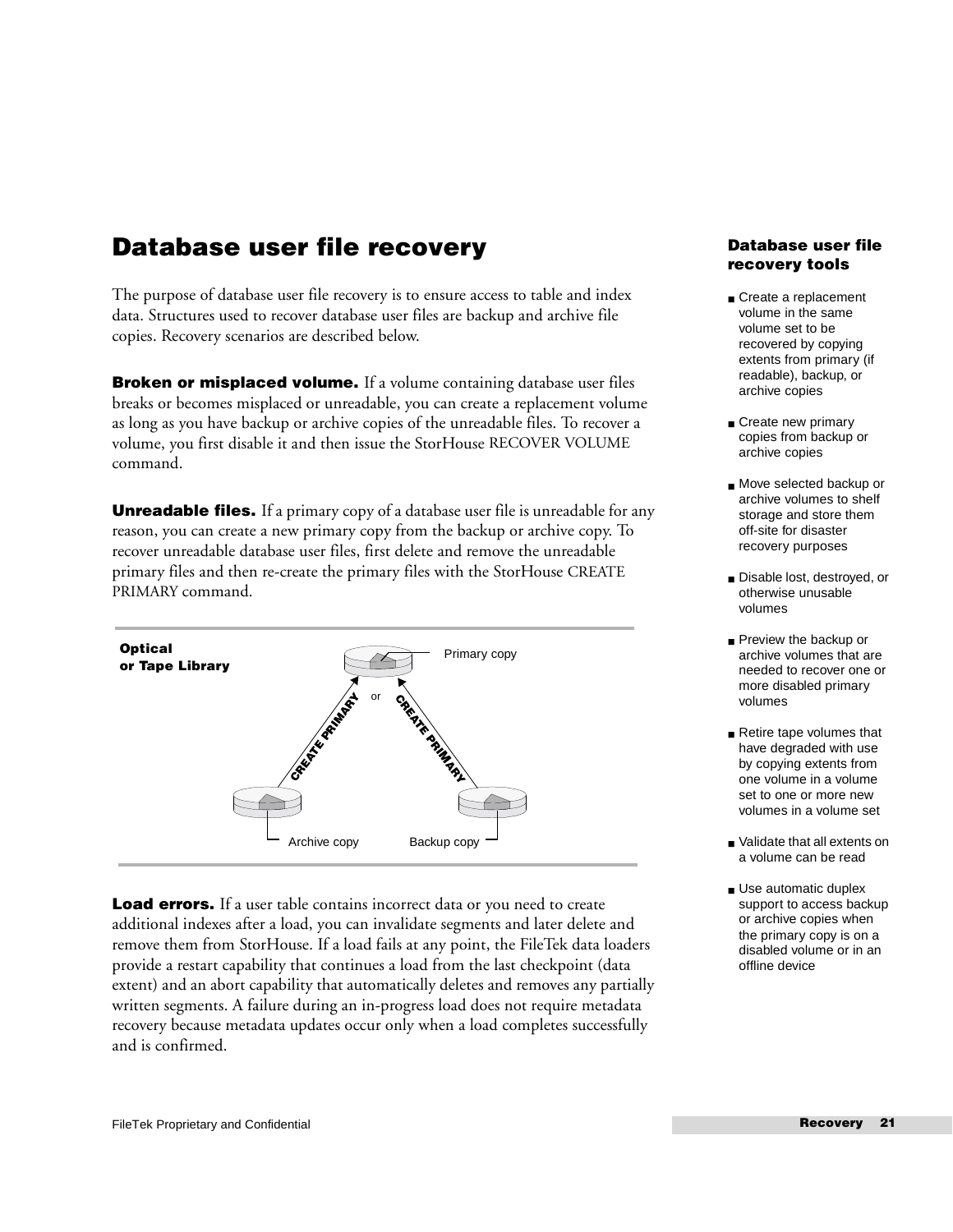# Database user file recovery

The purpose of database user file recovery is to ensure access to table and index data. Structures used to recover database user files are backup and archive file copies. Recovery scenarios are described below.

**Broken or misplaced volume.** If a volume containing database user files breaks or becomes misplaced or unreadable, you can create a replacement volume as long as you have backup or archive copies of the unreadable files. To recover a volume, you first disable it and then issue the StorHouse RECOVER VOLUME command.

**Unreadable files.** If a primary copy of a database user file is unreadable for any reason, you can create a new primary copy from the backup or archive copy. To recover unreadable database user files, first delete and remove the unreadable primary files and then re-create the primary files with the StorHouse CREATE PRIMARY command.

**Optical or Tape Library**

Primary copy

CREATE PRIMARY — or — CREATE PRIMARY

Archive copy — Backup copy

**Load errors.** If a user table contains incorrect data or you need to create additional indexes after a load, you can invalidate segments and later delete and remove them from StorHouse. If a load fails at any point, the FileTek data loaders provide a restart capability that continues a load from the last checkpoint (data extent) and an abort capability that automatically deletes and removes any partially written segments. A failure during an in-progress load does not require metadata recovery because metadata updates occur only when a load completes successfully and is confirmed.

### Database user file recovery tools

- Create a replacement volume in the same volume set to be recovered by copying extents from primary (if readable), backup, or archive copies
- Create new primary copies from backup or archive copies
- Move selected backup or archive volumes to shelf storage and store them off-site for disaster recovery purposes
- Disable lost, destroyed, or otherwise unusable volumes
- Preview the backup or archive volumes that are needed to recover one or more disabled primary volumes
- Retire tape volumes that have degraded with use by copying extents from one volume in a volume set to one or more new volumes in a volume set
- Validate that all extents on a volume can be read
- Use automatic duplex support to access backup or archive copies when the primary copy is on a disabled volume or in an offline device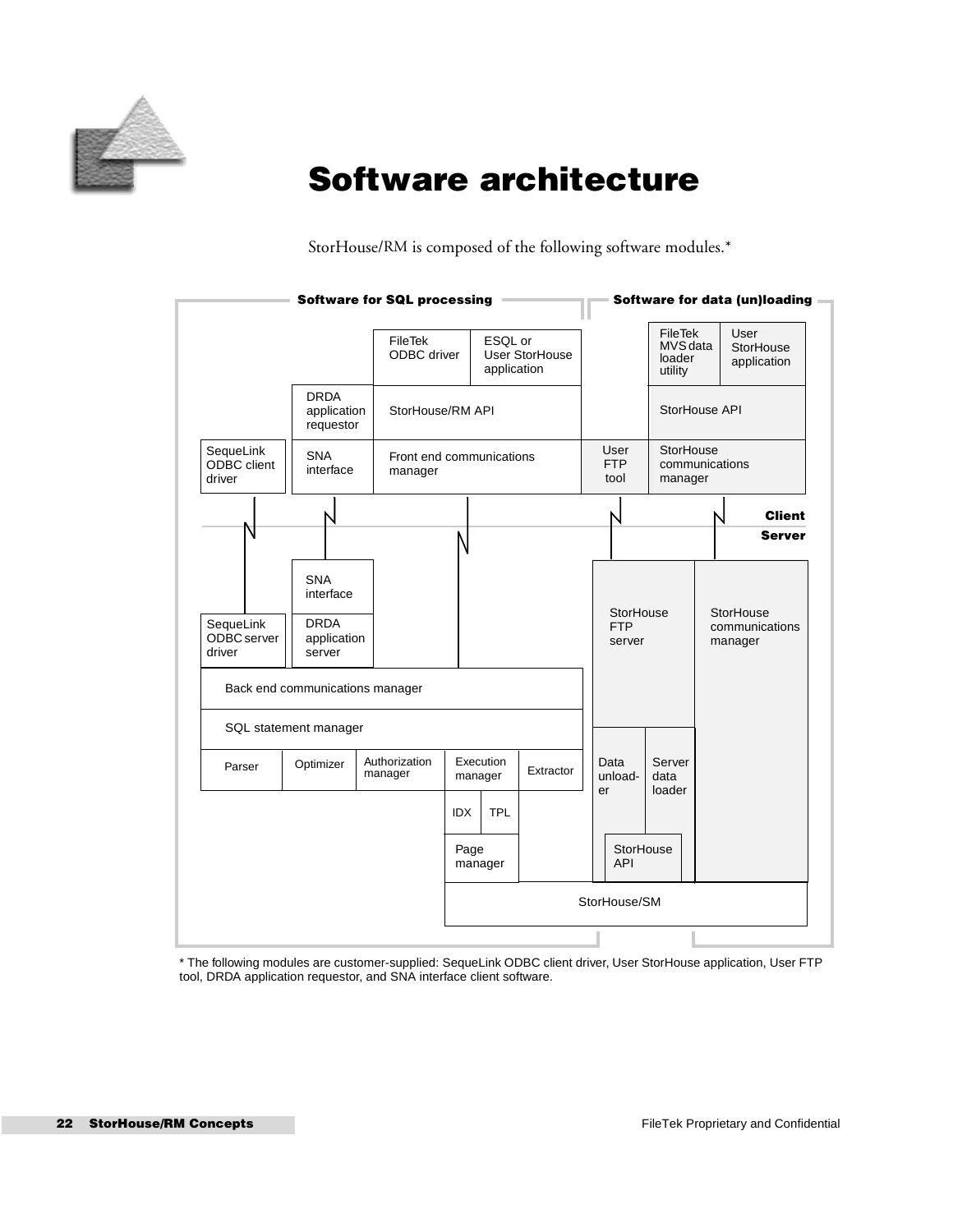# Software architecture

StorHouse/RM is composed of the following software modules.*

Software for SQL processing

Software for data (un)loading

FileTek ODBC driver

ESQL or User StorHouse application

FileTek MVS data loader utility

User StorHouse application

DRDA application requestor

StorHouse/RM API

StorHouse API

SequeLink ODBC client driver

SNA interface

Front end communications manager

User FTP tool

StorHouse communications manager

Client

Server

SNA interface

SequeLink ODBC server driver

DRDA application server

StorHouse FTP server

StorHouse communications manager

Back end communications manager

SQL statement manager

Parser

Optimizer

Authorization manager

Execution manager

Extractor

Data unloader

Server data loader

IDX

TPL

Page manager

StorHouse API

StorHouse/SM

* The following modules are customer-supplied: SequeLink ODBC client driver, User StorHouse application, User FTP tool, DRDA application requestor, and SNA interface client software.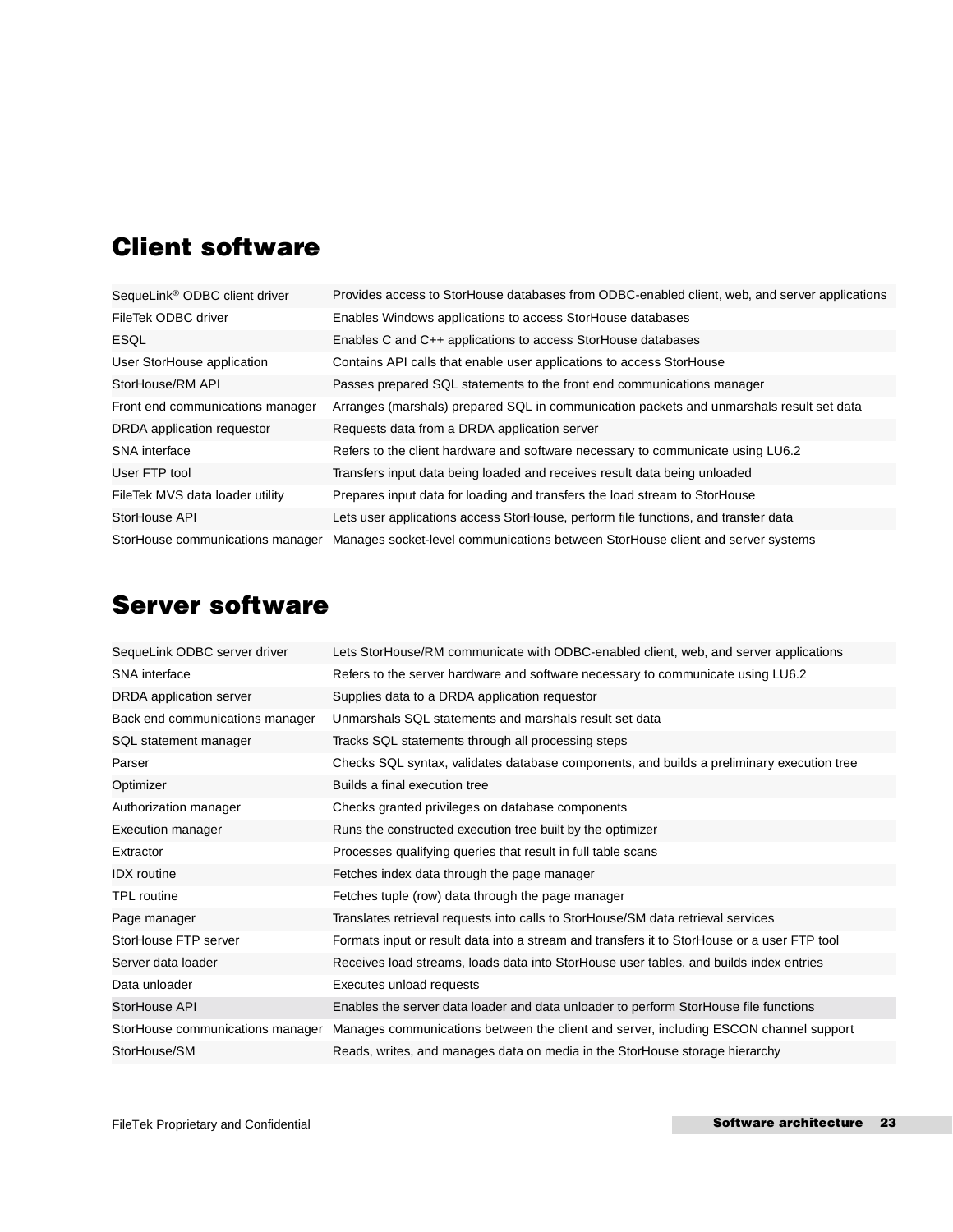# Client software

| | |
|---|---|
| SequeLink® ODBC client driver | Provides access to StorHouse databases from ODBC-enabled client, web, and server applications |
| FileTek ODBC driver | Enables Windows applications to access StorHouse databases |
| ESQL | Enables C and C++ applications to access StorHouse databases |
| User StorHouse application | Contains API calls that enable user applications to access StorHouse |
| StorHouse/RM API | Passes prepared SQL statements to the front end communications manager |
| Front end communications manager | Arranges (marshals) prepared SQL in communication packets and unmarshals result set data |
| DRDA application requestor | Requests data from a DRDA application server |
| SNA interface | Refers to the client hardware and software necessary to communicate using LU6.2 |
| User FTP tool | Transfers input data being loaded and receives result data being unloaded |
| FileTek MVS data loader utility | Prepares input data for loading and transfers the load stream to StorHouse |
| StorHouse API | Lets user applications access StorHouse, perform file functions, and transfer data |
| StorHouse communications manager | Manages socket-level communications between StorHouse client and server systems |

# Server software

| | |
|---|---|
| SequeLink ODBC server driver | Lets StorHouse/RM communicate with ODBC-enabled client, web, and server applications |
| SNA interface | Refers to the server hardware and software necessary to communicate using LU6.2 |
| DRDA application server | Supplies data to a DRDA application requestor |
| Back end communications manager | Unmarshals SQL statements and marshals result set data |
| SQL statement manager | Tracks SQL statements through all processing steps |
| Parser | Checks SQL syntax, validates database components, and builds a preliminary execution tree |
| Optimizer | Builds a final execution tree |
| Authorization manager | Checks granted privileges on database components |
| Execution manager | Runs the constructed execution tree built by the optimizer |
| Extractor | Processes qualifying queries that result in full table scans |
| IDX routine | Fetches index data through the page manager |
| TPL routine | Fetches tuple (row) data through the page manager |
| Page manager | Translates retrieval requests into calls to StorHouse/SM data retrieval services |
| StorHouse FTP server | Formats input or result data into a stream and transfers it to StorHouse or a user FTP tool |
| Server data loader | Receives load streams, loads data into StorHouse user tables, and builds index entries |
| Data unloader | Executes unload requests |
| StorHouse API | Enables the server data loader and data unloader to perform StorHouse file functions |
| StorHouse communications manager | Manages communications between the client and server, including ESCON channel support |
| StorHouse/SM | Reads, writes, and manages data on media in the StorHouse storage hierarchy |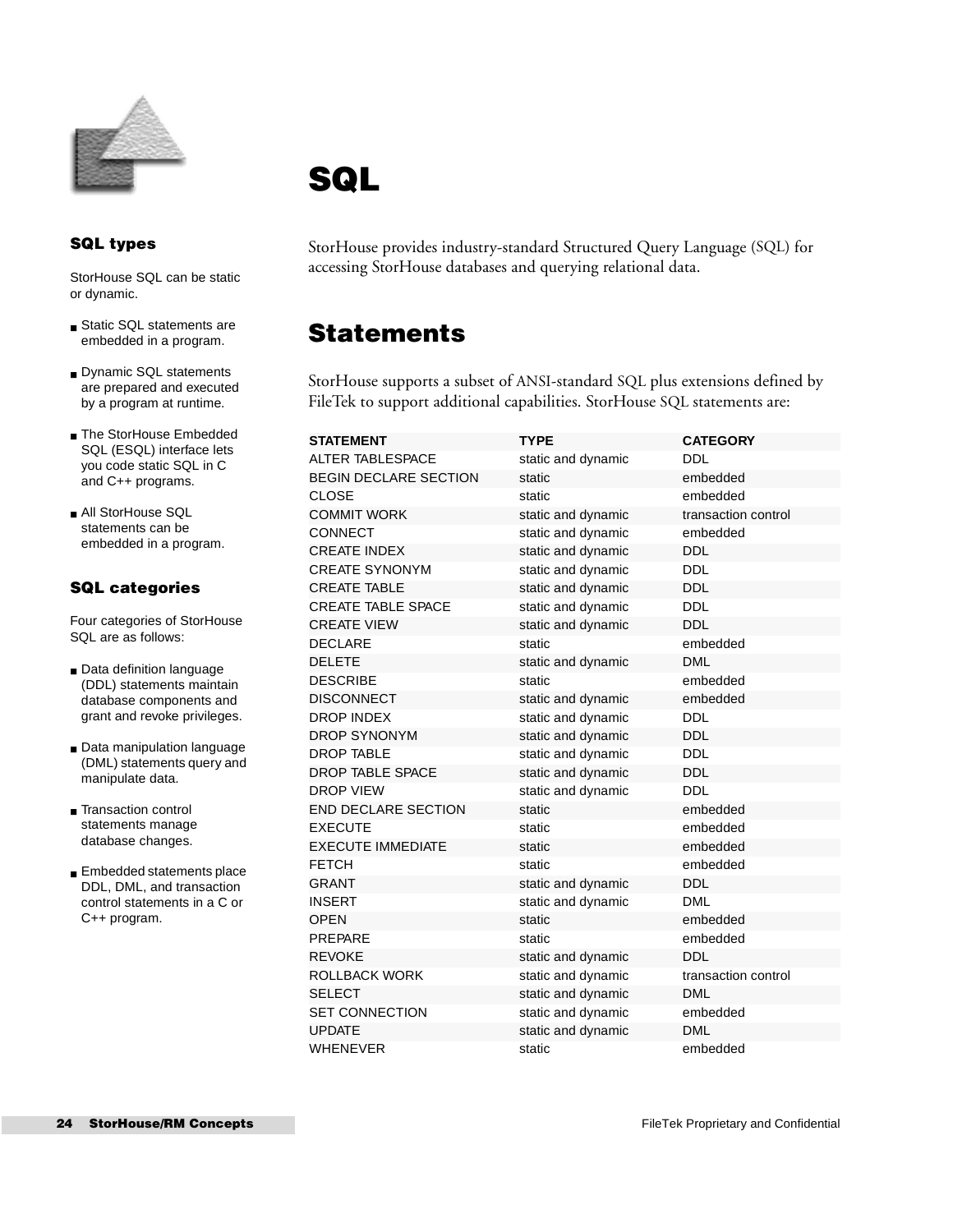# SQL

StorHouse provides industry-standard Structured Query Language (SQL) for accessing StorHouse databases and querying relational data.

### SQL types

StorHouse SQL can be static or dynamic.

- Static SQL statements are embedded in a program.
- Dynamic SQL statements are prepared and executed by a program at runtime.
- The StorHouse Embedded SQL (ESQL) interface lets you code static SQL in C and C++ programs.
- All StorHouse SQL statements can be embedded in a program.

### SQL categories

Four categories of StorHouse SQL are as follows:

- Data definition language (DDL) statements maintain database components and grant and revoke privileges.
- Data manipulation language (DML) statements query and manipulate data.
- Transaction control statements manage database changes.
- Embedded statements place DDL, DML, and transaction control statements in a C or C++ program.

## Statements

StorHouse supports a subset of ANSI-standard SQL plus extensions defined by FileTek to support additional capabilities. StorHouse SQL statements are:

| STATEMENT | TYPE | CATEGORY |
|---|---|---|
| ALTER TABLESPACE | static and dynamic | DDL |
| BEGIN DECLARE SECTION | static | embedded |
| CLOSE | static | embedded |
| COMMIT WORK | static and dynamic | transaction control |
| CONNECT | static and dynamic | embedded |
| CREATE INDEX | static and dynamic | DDL |
| CREATE SYNONYM | static and dynamic | DDL |
| CREATE TABLE | static and dynamic | DDL |
| CREATE TABLE SPACE | static and dynamic | DDL |
| CREATE VIEW | static and dynamic | DDL |
| DECLARE | static | embedded |
| DELETE | static and dynamic | DML |
| DESCRIBE | static | embedded |
| DISCONNECT | static and dynamic | embedded |
| DROP INDEX | static and dynamic | DDL |
| DROP SYNONYM | static and dynamic | DDL |
| DROP TABLE | static and dynamic | DDL |
| DROP TABLE SPACE | static and dynamic | DDL |
| DROP VIEW | static and dynamic | DDL |
| END DECLARE SECTION | static | embedded |
| EXECUTE | static | embedded |
| EXECUTE IMMEDIATE | static | embedded |
| FETCH | static | embedded |
| GRANT | static and dynamic | DDL |
| INSERT | static and dynamic | DML |
| OPEN | static | embedded |
| PREPARE | static | embedded |
| REVOKE | static and dynamic | DDL |
| ROLLBACK WORK | static and dynamic | transaction control |
| SELECT | static and dynamic | DML |
| SET CONNECTION | static and dynamic | embedded |
| UPDATE | static and dynamic | DML |
| WHENEVER | static | embedded |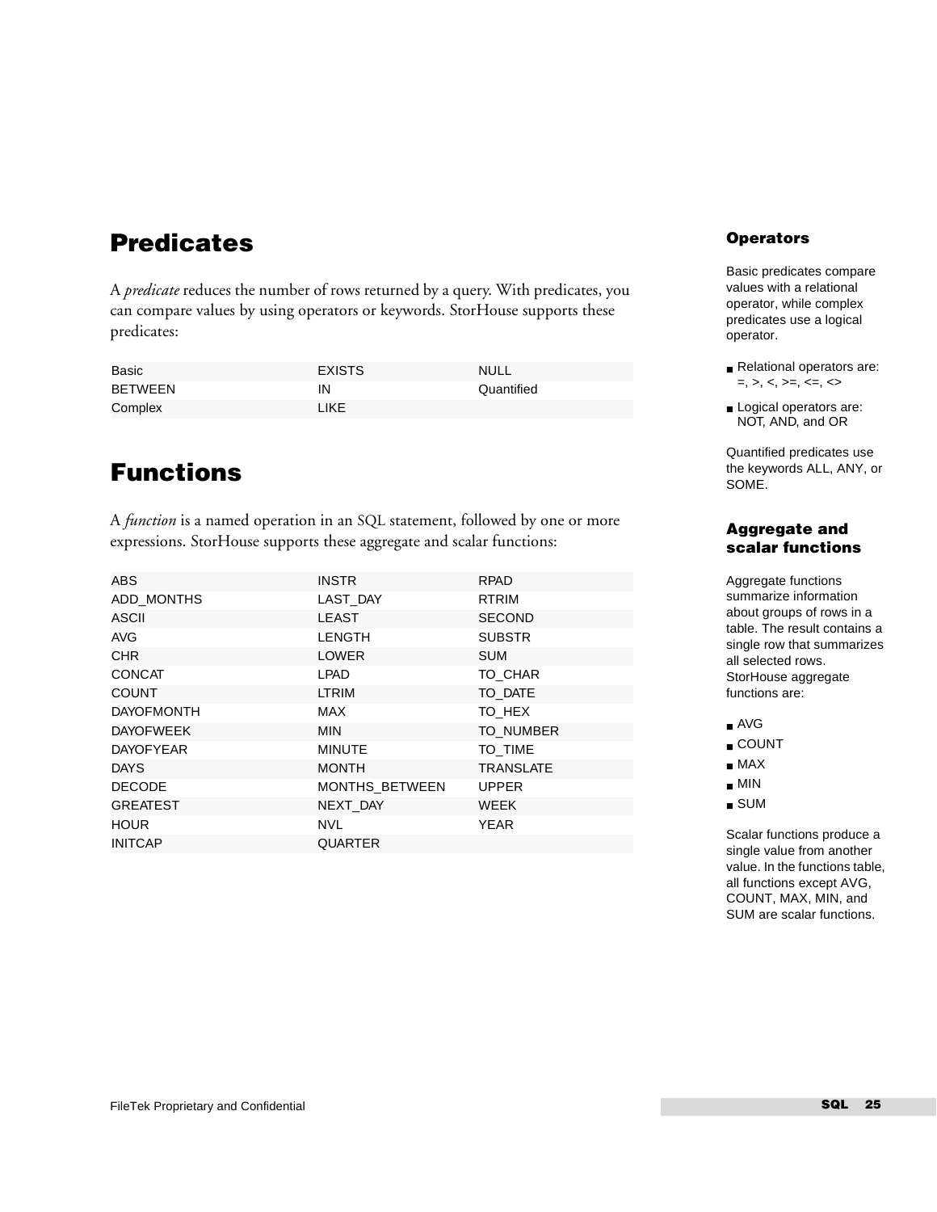## Predicates

A *predicate* reduces the number of rows returned by a query. With predicates, you can compare values by using operators or keywords. StorHouse supports these predicates:

| | | |
|---|---|---|
| Basic | EXISTS | NULL |
| BETWEEN | IN | Quantified |
| Complex | LIKE | |

## Functions

A *function* is a named operation in an SQL statement, followed by one or more expressions. StorHouse supports these aggregate and scalar functions:

| | | |
|---|---|---|
| ABS | INSTR | RPAD |
| ADD_MONTHS | LAST_DAY | RTRIM |
| ASCII | LEAST | SECOND |
| AVG | LENGTH | SUBSTR |
| CHR | LOWER | SUM |
| CONCAT | LPAD | TO_CHAR |
| COUNT | LTRIM | TO_DATE |
| DAYOFMONTH | MAX | TO_HEX |
| DAYOFWEEK | MIN | TO_NUMBER |
| DAYOFYEAR | MINUTE | TO_TIME |
| DAYS | MONTH | TRANSLATE |
| DECODE | MONTHS_BETWEEN | UPPER |
| GREATEST | NEXT_DAY | WEEK |
| HOUR | NVL | YEAR |
| INITCAP | QUARTER | |

### Operators

Basic predicates compare values with a relational operator, while complex predicates use a logical operator.

- Relational operators are: =, >, <, >=, <=, <>
- Logical operators are: NOT, AND, and OR

Quantified predicates use the keywords ALL, ANY, or SOME.

### Aggregate and scalar functions

Aggregate functions summarize information about groups of rows in a table. The result contains a single row that summarizes all selected rows. StorHouse aggregate functions are:

- AVG
- COUNT
- MAX
- MIN
- SUM

Scalar functions produce a single value from another value. In the functions table, all functions except AVG, COUNT, MAX, MIN, and SUM are scalar functions.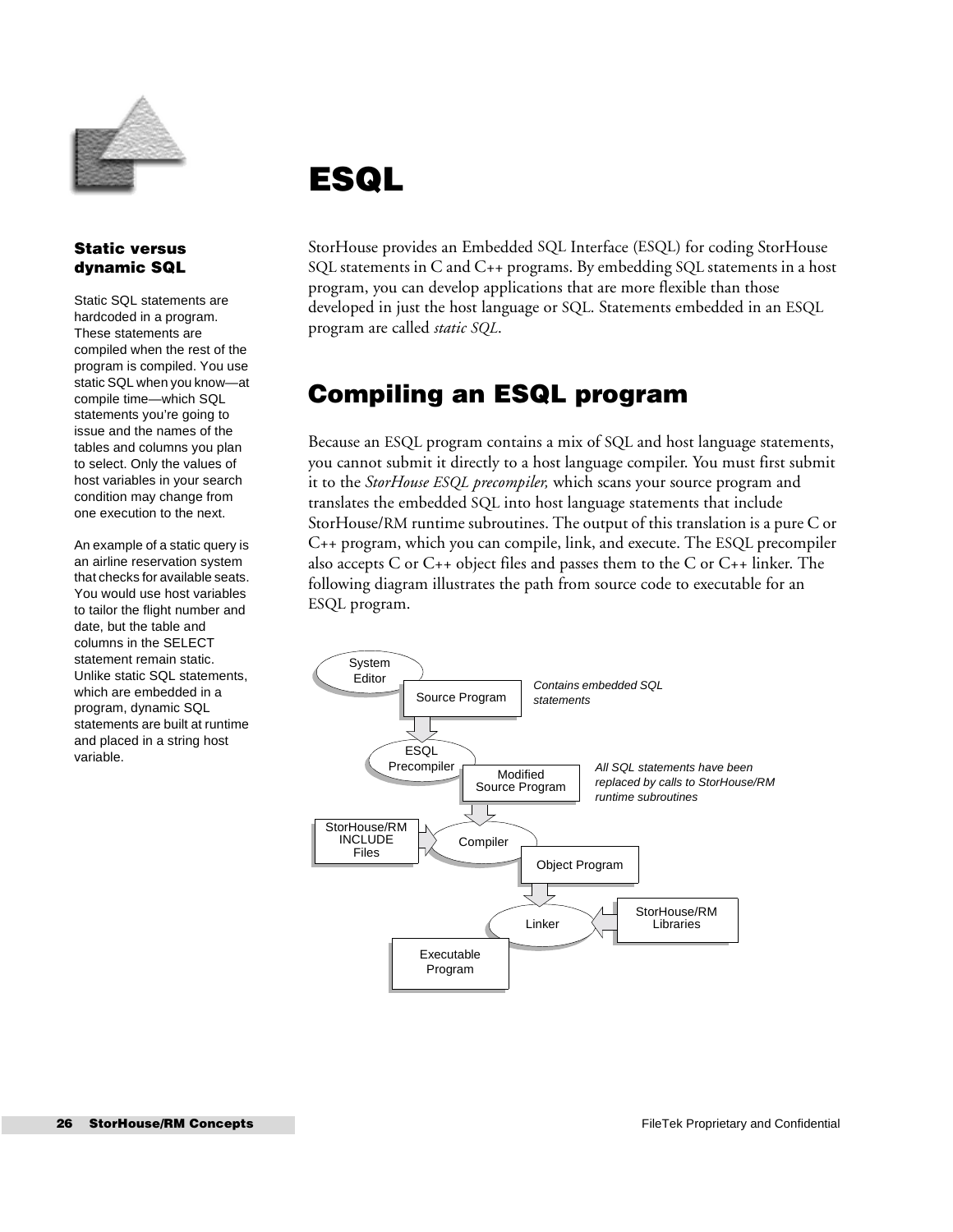# ESQL

**Static versus dynamic SQL**

Static SQL statements are hardcoded in a program. These statements are compiled when the rest of the program is compiled. You use static SQL when you know—at compile time—which SQL statements you're going to issue and the names of the tables and columns you plan to select. Only the values of host variables in your search condition may change from one execution to the next.

An example of a static query is an airline reservation system that checks for available seats. You would use host variables to tailor the flight number and date, but the table and columns in the SELECT statement remain static. Unlike static SQL statements, which are embedded in a program, dynamic SQL statements are built at runtime and placed in a string host variable.

StorHouse provides an Embedded SQL Interface (ESQL) for coding StorHouse SQL statements in C and C++ programs. By embedding SQL statements in a host program, you can develop applications that are more flexible than those developed in just the host language or SQL. Statements embedded in an ESQL program are called *static SQL*.

## Compiling an ESQL program

Because an ESQL program contains a mix of SQL and host language statements, you cannot submit it directly to a host language compiler. You must first submit it to the *StorHouse ESQL precompiler,* which scans your source program and translates the embedded SQL into host language statements that include StorHouse/RM runtime subroutines. The output of this translation is a pure C or C++ program, which you can compile, link, and execute. The ESQL precompiler also accepts C or C++ object files and passes them to the C or C++ linker. The following diagram illustrates the path from source code to executable for an ESQL program.

System Editor → Source Program (*Contains embedded SQL statements*)

ESQL Precompiler → Modified Source Program (*All SQL statements have been replaced by calls to StorHouse/RM runtime subroutines*)

StorHouse/RM INCLUDE Files → Compiler → Object Program

StorHouse/RM Libraries → Linker → Executable Program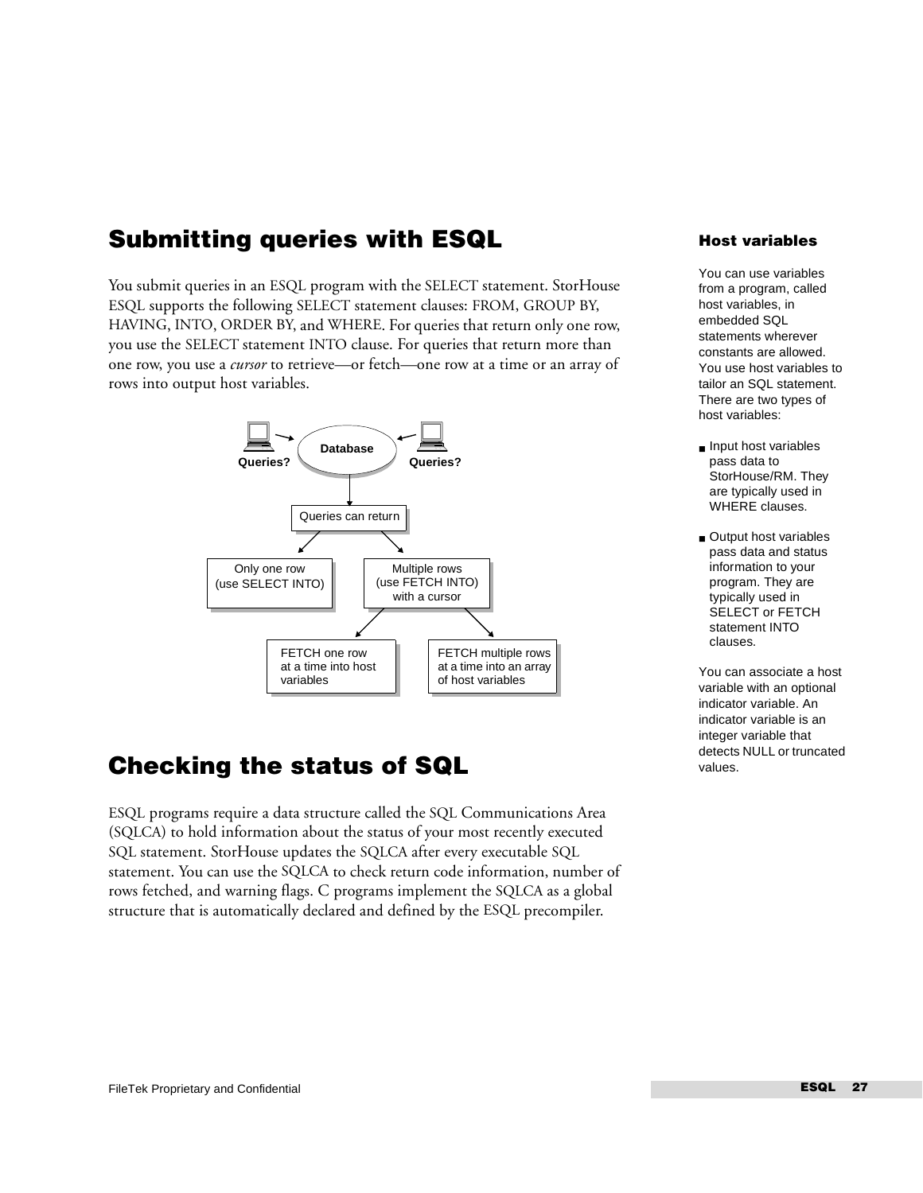## Submitting queries with ESQL

You submit queries in an ESQL program with the SELECT statement. StorHouse ESQL supports the following SELECT statement clauses: FROM, GROUP BY, HAVING, INTO, ORDER BY, and WHERE. For queries that return only one row, you use the SELECT statement INTO clause. For queries that return more than one row, you use a *cursor* to retrieve—or fetch—one row at a time or an array of rows into output host variables.

Queries? → Database ← Queries?

Database → Queries can return

Queries can return → Only one row (use SELECT INTO)

Queries can return → Multiple rows (use FETCH INTO) with a cursor

Multiple rows (use FETCH INTO) with a cursor → FETCH one row at a time into host variables

Multiple rows (use FETCH INTO) with a cursor → FETCH multiple rows at a time into an array of host variables

### Host variables

You can use variables from a program, called host variables, in embedded SQL statements wherever constants are allowed. You use host variables to tailor an SQL statement. There are two types of host variables:

- Input host variables pass data to StorHouse/RM. They are typically used in WHERE clauses.
- Output host variables pass data and status information to your program. They are typically used in SELECT or FETCH statement INTO clauses.

You can associate a host variable with an optional indicator variable. An indicator variable is an integer variable that detects NULL or truncated values.

## Checking the status of SQL

ESQL programs require a data structure called the SQL Communications Area (SQLCA) to hold information about the status of your most recently executed SQL statement. StorHouse updates the SQLCA after every executable SQL statement. You can use the SQLCA to check return code information, number of rows fetched, and warning flags. C programs implement the SQLCA as a global structure that is automatically declared and defined by the ESQL precompiler.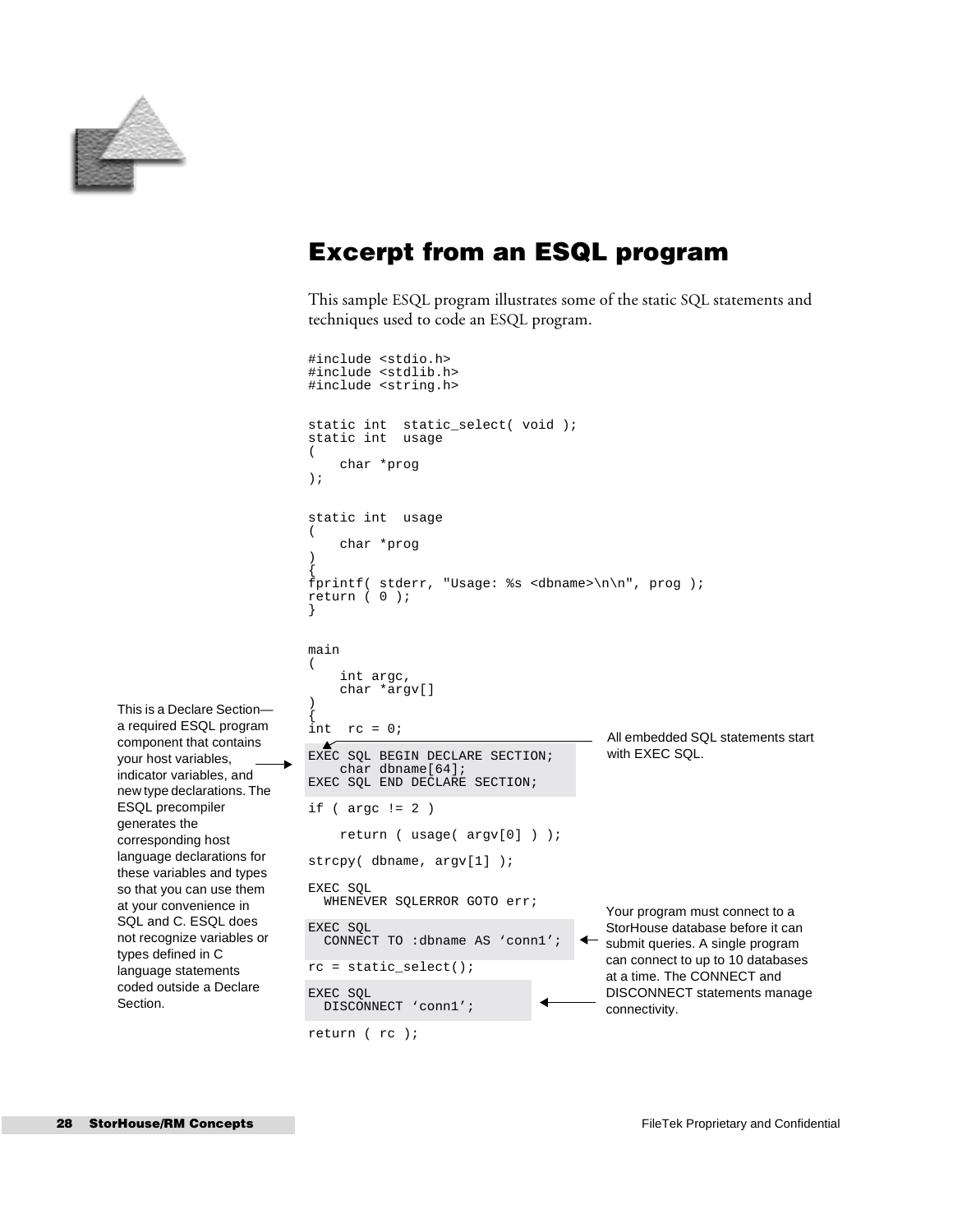## Excerpt from an ESQL program

This sample ESQL program illustrates some of the static SQL statements and techniques used to code an ESQL program.

```
#include <stdio.h>
#include <stdlib.h>
#include <string.h>


static int  static_select( void );
static int  usage
(
    char *prog
);


static int  usage
(
    char *prog
)
{
fprintf( stderr, "Usage: %s <dbname>\n\n", prog );
return ( 0 );
}


main
(
    int argc,
    char *argv[]
)
{
int  rc = 0;

EXEC SQL BEGIN DECLARE SECTION;
    char dbname[64];
EXEC SQL END DECLARE SECTION;

if ( argc != 2 )

    return ( usage( argv[0] ) );

strcpy( dbname, argv[1] );

EXEC SQL
  WHENEVER SQLERROR GOTO err;

EXEC SQL
  CONNECT TO :dbname AS 'conn1';

rc = static_select();

EXEC SQL
  DISCONNECT 'conn1';

return ( rc );
```

This is a Declare Section—a required ESQL program component that contains your host variables, indicator variables, and new type declarations. The ESQL precompiler generates the corresponding host language declarations for these variables and types so that you can use them at your convenience in SQL and C. ESQL does not recognize variables or types defined in C language statements coded outside a Declare Section.

All embedded SQL statements start with EXEC SQL.

Your program must connect to a StorHouse database before it can submit queries. A single program can connect to up to 10 databases at a time. The CONNECT and DISCONNECT statements manage connectivity.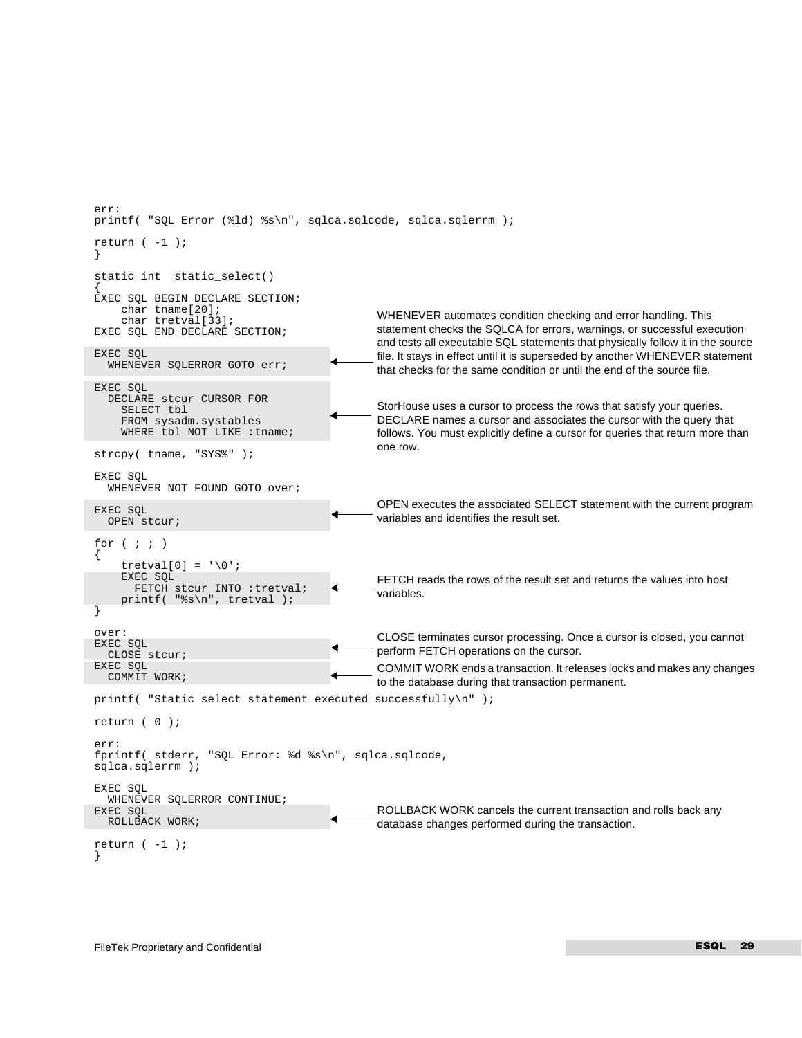```
err:
printf( "SQL Error (%ld) %s\n", sqlca.sqlcode, sqlca.sqlerrm );

return ( -1 );
}

static int  static_select()
{
EXEC SQL BEGIN DECLARE SECTION;
    char tname[20];
    char tretval[33];
EXEC SQL END DECLARE SECTION;

EXEC SQL
  WHENEVER SQLERROR GOTO err;

EXEC SQL
  DECLARE stcur CURSOR FOR
    SELECT tbl
    FROM sysadm.systables
    WHERE tbl NOT LIKE :tname;

strcpy( tname, "SYS%" );

EXEC SQL
  WHENEVER NOT FOUND GOTO over;

EXEC SQL
  OPEN stcur;

for ( ; ; )
{
    tretval[0] = '\0';
    EXEC SQL
      FETCH stcur INTO :tretval;
    printf( "%s\n", tretval );
}

over:
EXEC SQL
  CLOSE stcur;
EXEC SQL
  COMMIT WORK;

printf( "Static select statement executed successfully\n" );

return ( 0 );

err:
fprintf( stderr, "SQL Error: %d %s\n", sqlca.sqlcode,
sqlca.sqlerrm );

EXEC SQL
  WHENEVER SQLERROR CONTINUE;
EXEC SQL
  ROLLBACK WORK;

return ( -1 );
}
```

- **WHENEVER SQLERROR GOTO err**: WHENEVER automates condition checking and error handling. This statement checks the SQLCA for errors, warnings, or successful execution and tests all executable SQL statements that physically follow it in the source file. It stays in effect until it is superseded by another WHENEVER statement that checks for the same condition or until the end of the source file.
- **DECLARE stcur CURSOR**: StorHouse uses a cursor to process the rows that satisfy your queries. DECLARE names a cursor and associates the cursor with the query that follows. You must explicitly define a cursor for queries that return more than one row.
- **OPEN stcur**: OPEN executes the associated SELECT statement with the current program variables and identifies the result set.
- **FETCH stcur INTO :tretval**: FETCH reads the rows of the result set and returns the values into host variables.
- **CLOSE stcur**: CLOSE terminates cursor processing. Once a cursor is closed, you cannot perform FETCH operations on the cursor.
- **COMMIT WORK**: COMMIT WORK ends a transaction. It releases locks and makes any changes to the database during that transaction permanent.
- **ROLLBACK WORK**: ROLLBACK WORK cancels the current transaction and rolls back any database changes performed during the transaction.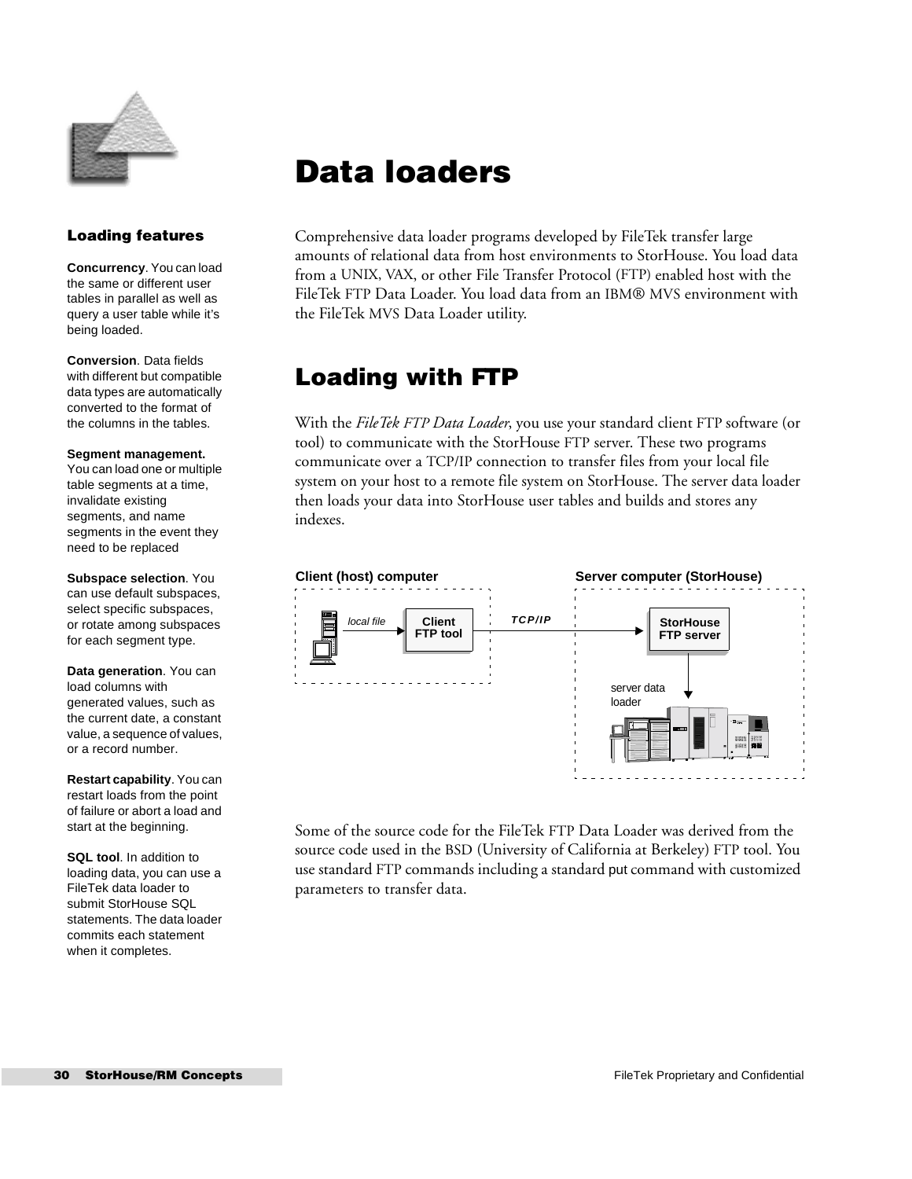# Data loaders

Comprehensive data loader programs developed by FileTek transfer large amounts of relational data from host environments to StorHouse. You load data from a UNIX, VAX, or other File Transfer Protocol (FTP) enabled host with the FileTek FTP Data Loader. You load data from an IBM® MVS environment with the FileTek MVS Data Loader utility.

### Loading features

**Concurrency**. You can load the same or different user tables in parallel as well as query a user table while it's being loaded.

**Conversion**. Data fields with different but compatible data types are automatically converted to the format of the columns in the tables.

**Segment management.** You can load one or multiple table segments at a time, invalidate existing segments, and name segments in the event they need to be replaced

**Subspace selection**. You can use default subspaces, select specific subspaces, or rotate among subspaces for each segment type.

**Data generation**. You can load columns with generated values, such as the current date, a constant value, a sequence of values, or a record number.

**Restart capability**. You can restart loads from the point of failure or abort a load and start at the beginning.

**SQL tool**. In addition to loading data, you can use a FileTek data loader to submit StorHouse SQL statements. The data loader commits each statement when it completes.

## Loading with FTP

With the *FileTek FTP Data Loader*, you use your standard client FTP software (or tool) to communicate with the StorHouse FTP server. These two programs communicate over a TCP/IP connection to transfer files from your local file system on your host to a remote file system on StorHouse. The server data loader then loads your data into StorHouse user tables and builds and stores any indexes.

Client (host) computer — local file → Client FTP tool — TCP/IP → Server computer (StorHouse) — StorHouse FTP server → server data loader

Some of the source code for the FileTek FTP Data Loader was derived from the source code used in the BSD (University of California at Berkeley) FTP tool. You use standard FTP commands including a standard put command with customized parameters to transfer data.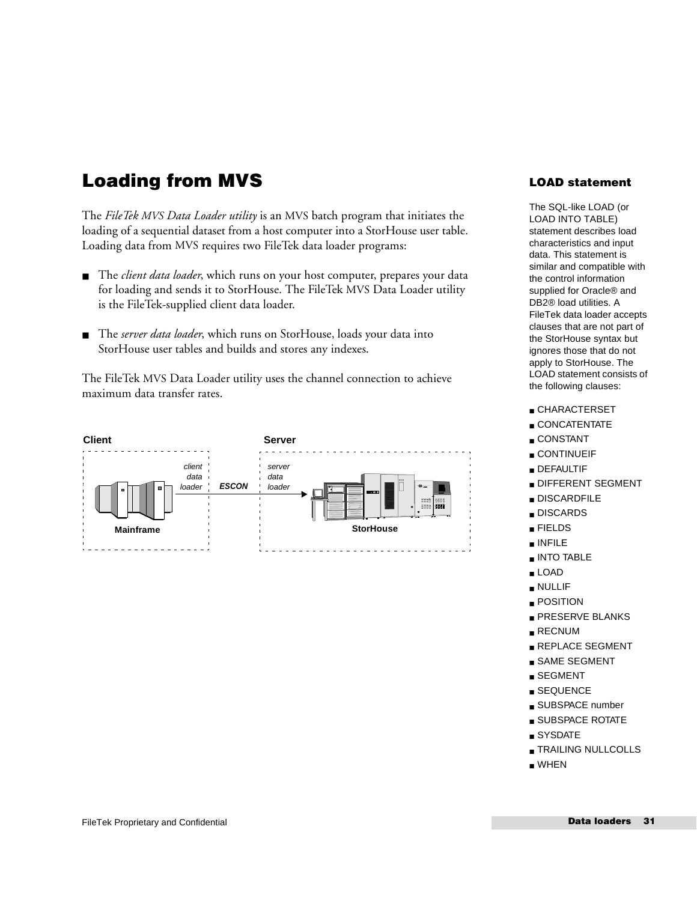# Loading from MVS

The *FileTek MVS Data Loader utility* is an MVS batch program that initiates the loading of a sequential dataset from a host computer into a StorHouse user table. Loading data from MVS requires two FileTek data loader programs:

- The *client data loader*, which runs on your host computer, prepares your data for loading and sends it to StorHouse. The FileTek MVS Data Loader utility is the FileTek-supplied client data loader.
- The *server data loader*, which runs on StorHouse, loads your data into StorHouse user tables and builds and stores any indexes.

The FileTek MVS Data Loader utility uses the channel connection to achieve maximum data transfer rates.

Client | Server

*client data loader* — **ESCON** → *server data loader*

Mainframe | StorHouse

### LOAD statement

The SQL-like LOAD (or LOAD INTO TABLE) statement describes load characteristics and input data. This statement is similar and compatible with the control information supplied for Oracle® and DB2® load utilities. A FileTek data loader accepts clauses that are not part of the StorHouse syntax but ignores those that do not apply to StorHouse. The LOAD statement consists of the following clauses:

- CHARACTERSET
- CONCATENTATE
- CONSTANT
- CONTINUEIF
- DEFAULTIF
- DIFFERENT SEGMENT
- DISCARDFILE
- DISCARDS
- FIELDS
- INFILE
- INTO TABLE
- LOAD
- NULLIF
- POSITION
- PRESERVE BLANKS
- RECNUM
- REPLACE SEGMENT
- SAME SEGMENT
- SEGMENT
- SEQUENCE
- SUBSPACE number
- SUBSPACE ROTATE
- SYSDATE
- TRAILING NULLCOLLS
- WHEN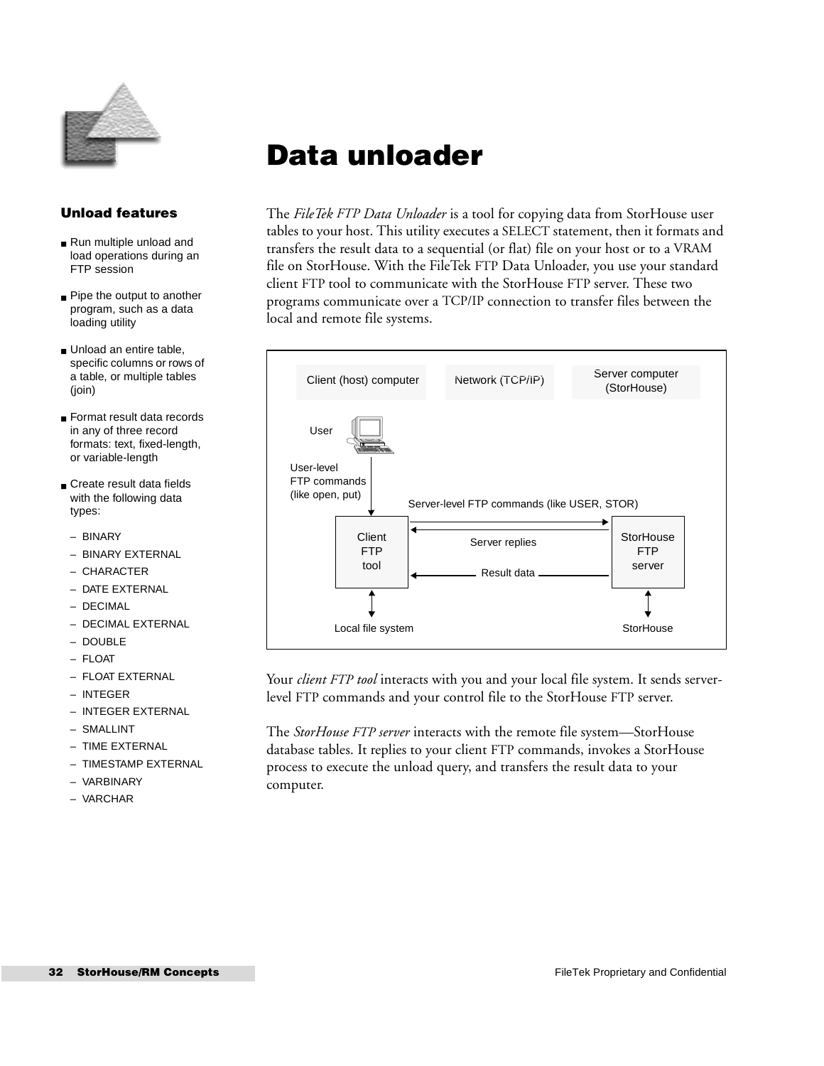# Data unloader

The *FileTek FTP Data Unloader* is a tool for copying data from StorHouse user tables to your host. This utility executes a SELECT statement, then it formats and transfers the result data to a sequential (or flat) file on your host or to a VRAM file on StorHouse. With the FileTek FTP Data Unloader, you use your standard client FTP tool to communicate with the StorHouse FTP server. These two programs communicate over a TCP/IP connection to transfer files between the local and remote file systems.

Client (host) computer | Network (TCP/IP) | Server computer (StorHouse)

User

User-level FTP commands (like open, put)

Server-level FTP commands (like USER, STOR)

Client FTP tool

Server replies

Result data

StorHouse FTP server

Local file system

StorHouse

Your *client FTP tool* interacts with you and your local file system. It sends server-level FTP commands and your control file to the StorHouse FTP server.

The *StorHouse FTP server* interacts with the remote file system—StorHouse database tables. It replies to your client FTP commands, invokes a StorHouse process to execute the unload query, and transfers the result data to your computer.

### Unload features

- Run multiple unload and load operations during an FTP session
- Pipe the output to another program, such as a data loading utility
- Unload an entire table, specific columns or rows of a table, or multiple tables (join)
- Format result data records in any of three record formats: text, fixed-length, or variable-length
- Create result data fields with the following data types:
  - BINARY
  - BINARY EXTERNAL
  - CHARACTER
  - DATE EXTERNAL
  - DECIMAL
  - DECIMAL EXTERNAL
  - DOUBLE
  - FLOAT
  - FLOAT EXTERNAL
  - INTEGER
  - INTEGER EXTERNAL
  - SMALLINT
  - TIME EXTERNAL
  - TIMESTAMP EXTERNAL
  - VARBINARY
  - VARCHAR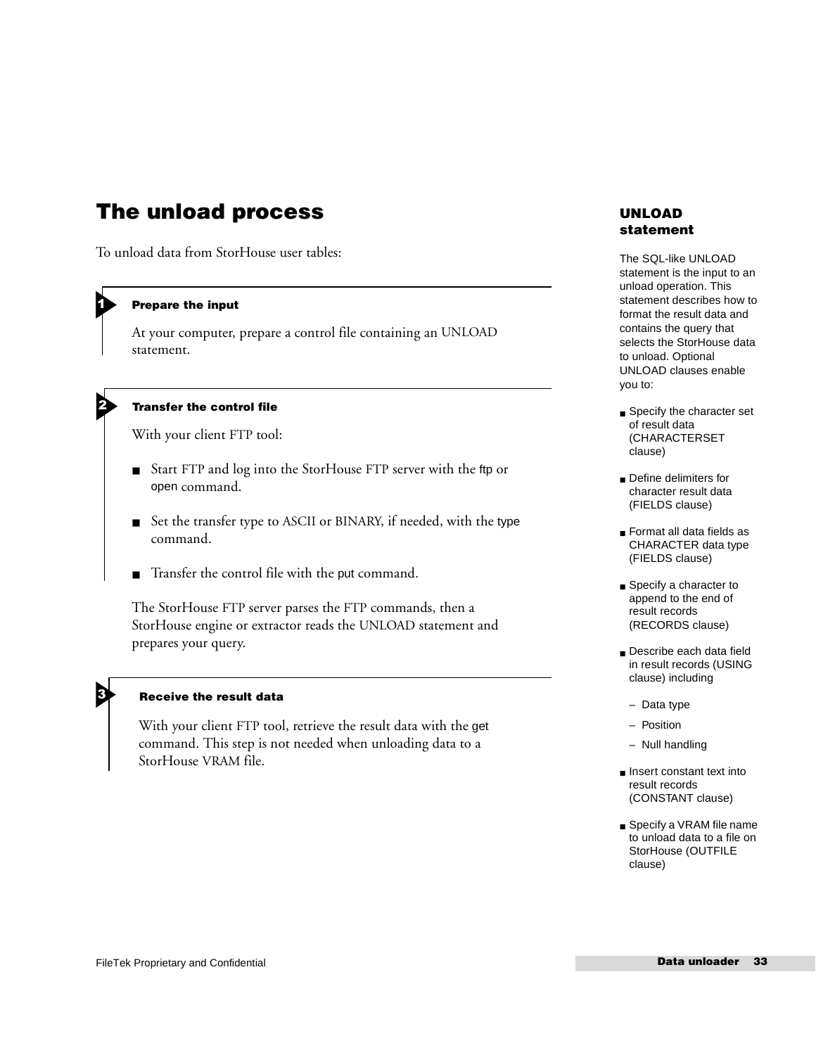## The unload process

To unload data from StorHouse user tables:

### 1 Prepare the input

At your computer, prepare a control file containing an UNLOAD statement.

### 2 Transfer the control file

With your client FTP tool:

- Start FTP and log into the StorHouse FTP server with the ftp or open command.
- Set the transfer type to ASCII or BINARY, if needed, with the type command.
- Transfer the control file with the put command.

The StorHouse FTP server parses the FTP commands, then a StorHouse engine or extractor reads the UNLOAD statement and prepares your query.

### 3 Receive the result data

With your client FTP tool, retrieve the result data with the get command. This step is not needed when unloading data to a StorHouse VRAM file.

### UNLOAD statement

The SQL-like UNLOAD statement is the input to an unload operation. This statement describes how to format the result data and contains the query that selects the StorHouse data to unload. Optional UNLOAD clauses enable you to:

- Specify the character set of result data (CHARACTERSET clause)
- Define delimiters for character result data (FIELDS clause)
- Format all data fields as CHARACTER data type (FIELDS clause)
- Specify a character to append to the end of result records (RECORDS clause)
- Describe each data field in result records (USING clause) including
  - Data type
  - Position
  - Null handling
- Insert constant text into result records (CONSTANT clause)
- Specify a VRAM file name to unload data to a file on StorHouse (OUTFILE clause)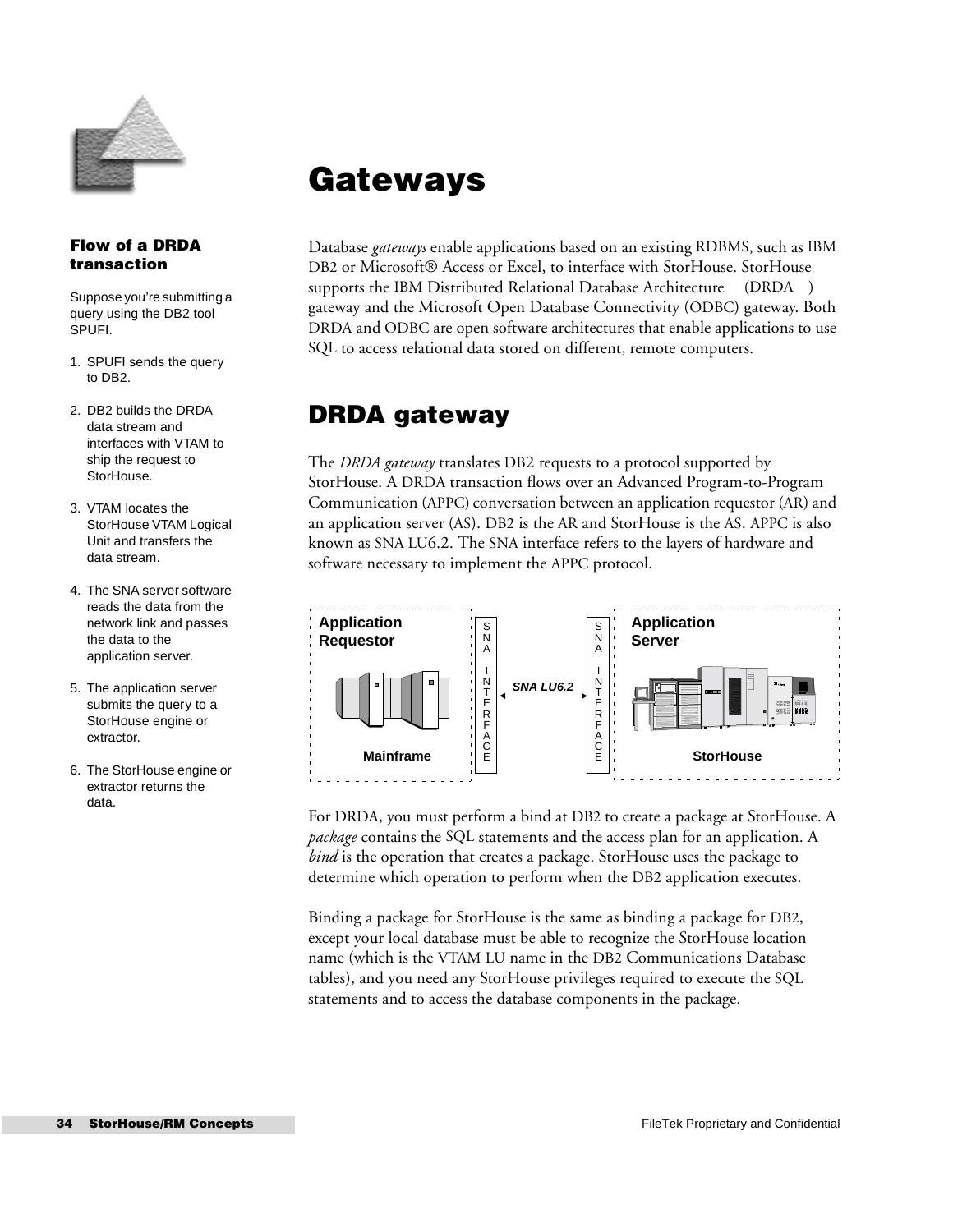# Gateways

Database *gateways* enable applications based on an existing RDBMS, such as IBM DB2 or Microsoft® Access or Excel, to interface with StorHouse. StorHouse supports the IBM Distributed Relational Database Architecture (DRDA) gateway and the Microsoft Open Database Connectivity (ODBC) gateway. Both DRDA and ODBC are open software architectures that enable applications to use SQL to access relational data stored on different, remote computers.

## DRDA gateway

The *DRDA gateway* translates DB2 requests to a protocol supported by StorHouse. A DRDA transaction flows over an Advanced Program-to-Program Communication (APPC) conversation between an application requestor (AR) and an application server (AS). DB2 is the AR and StorHouse is the AS. APPC is also known as SNA LU6.2. The SNA interface refers to the layers of hardware and software necessary to implement the APPC protocol.

Application Requestor — Mainframe | SNA INTERFACE | SNA LU6.2 | SNA INTERFACE | Application Server — StorHouse

For DRDA, you must perform a bind at DB2 to create a package at StorHouse. A *package* contains the SQL statements and the access plan for an application. A *bind* is the operation that creates a package. StorHouse uses the package to determine which operation to perform when the DB2 application executes.

Binding a package for StorHouse is the same as binding a package for DB2, except your local database must be able to recognize the StorHouse location name (which is the VTAM LU name in the DB2 Communications Database tables), and you need any StorHouse privileges required to execute the SQL statements and to access the database components in the package.

### Flow of a DRDA transaction

Suppose you're submitting a query using the DB2 tool SPUFI.

1. SPUFI sends the query to DB2.
2. DB2 builds the DRDA data stream and interfaces with VTAM to ship the request to StorHouse.
3. VTAM locates the StorHouse VTAM Logical Unit and transfers the data stream.
4. The SNA server software reads the data from the network link and passes the data to the application server.
5. The application server submits the query to a StorHouse engine or extractor.
6. The StorHouse engine or extractor returns the data.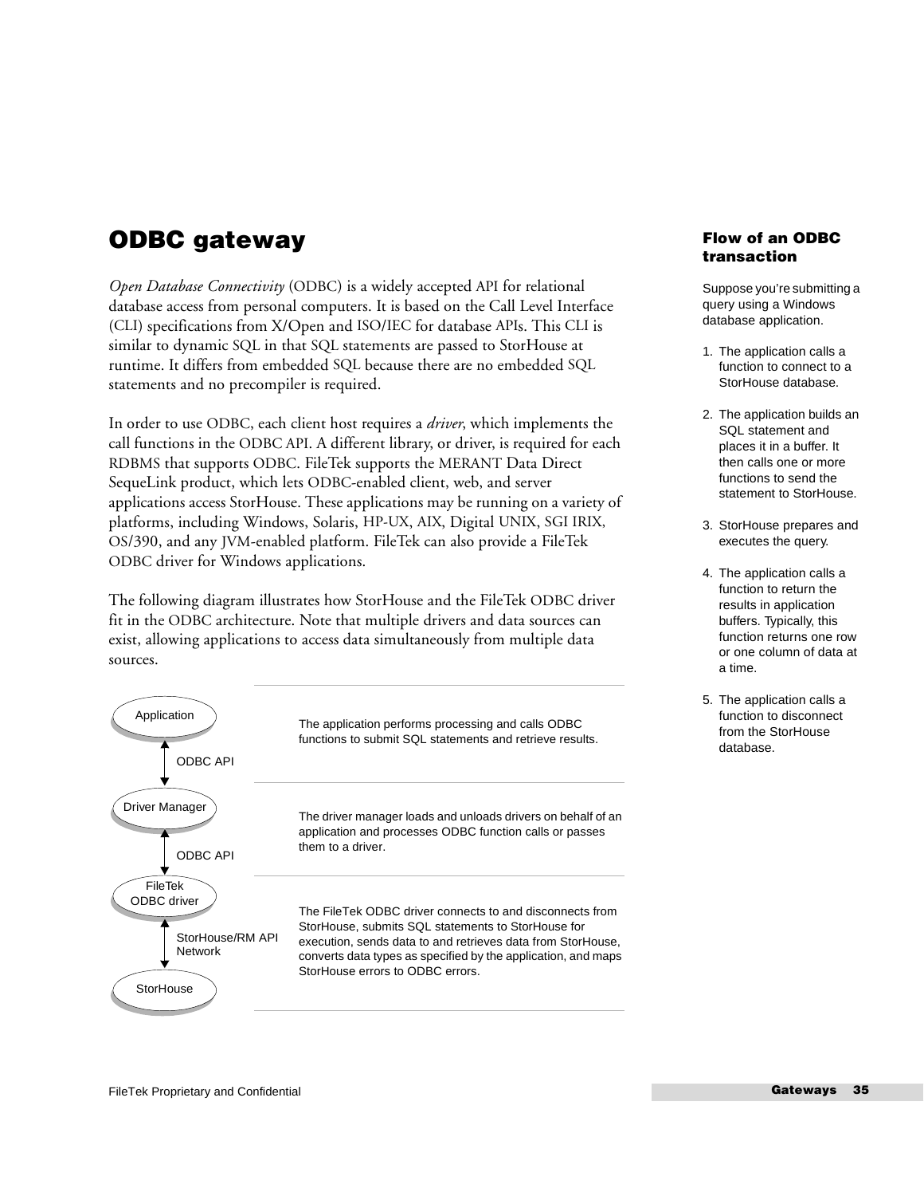# ODBC gateway

*Open Database Connectivity* (ODBC) is a widely accepted API for relational database access from personal computers. It is based on the Call Level Interface (CLI) specifications from X/Open and ISO/IEC for database APIs. This CLI is similar to dynamic SQL in that SQL statements are passed to StorHouse at runtime. It differs from embedded SQL because there are no embedded SQL statements and no precompiler is required.

In order to use ODBC, each client host requires a *driver*, which implements the call functions in the ODBC API. A different library, or driver, is required for each RDBMS that supports ODBC. FileTek supports the MERANT Data Direct SequeLink product, which lets ODBC-enabled client, web, and server applications access StorHouse. These applications may be running on a variety of platforms, including Windows, Solaris, HP-UX, AIX, Digital UNIX, SGI IRIX, OS/390, and any JVM-enabled platform. FileTek can also provide a FileTek ODBC driver for Windows applications.

The following diagram illustrates how StorHouse and the FileTek ODBC driver fit in the ODBC architecture. Note that multiple drivers and data sources can exist, allowing applications to access data simultaneously from multiple data sources.

| Component | Interface | Description |
|---|---|---|
| Application | ODBC API | The application performs processing and calls ODBC functions to submit SQL statements and retrieve results. |
| Driver Manager | ODBC API | The driver manager loads and unloads drivers on behalf of an application and processes ODBC function calls or passes them to a driver. |
| FileTek ODBC driver | StorHouse/RM API Network | The FileTek ODBC driver connects to and disconnects from StorHouse, submits SQL statements to StorHouse for execution, sends data to and retrieves data from StorHouse, converts data types as specified by the application, and maps StorHouse errors to ODBC errors. |
| StorHouse | | |

### Flow of an ODBC transaction

Suppose you're submitting a query using a Windows database application.

1. The application calls a function to connect to a StorHouse database.
2. The application builds an SQL statement and places it in a buffer. It then calls one or more functions to send the statement to StorHouse.
3. StorHouse prepares and executes the query.
4. The application calls a function to return the results in application buffers. Typically, this function returns one row or one column of data at a time.
5. The application calls a function to disconnect from the StorHouse database.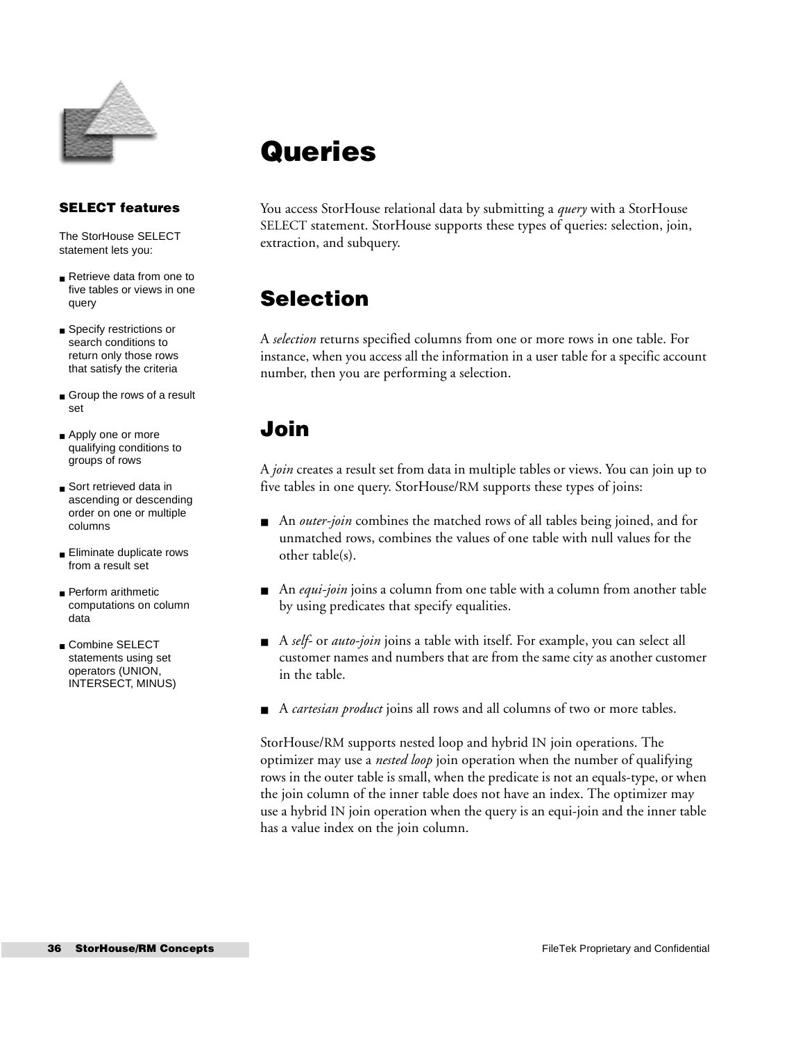# Queries

You access StorHouse relational data by submitting a *query* with a StorHouse SELECT statement. StorHouse supports these types of queries: selection, join, extraction, and subquery.

**SELECT features**

The StorHouse SELECT statement lets you:

- Retrieve data from one to five tables or views in one query
- Specify restrictions or search conditions to return only those rows that satisfy the criteria
- Group the rows of a result set
- Apply one or more qualifying conditions to groups of rows
- Sort retrieved data in ascending or descending order on one or multiple columns
- Eliminate duplicate rows from a result set
- Perform arithmetic computations on column data
- Combine SELECT statements using set operators (UNION, INTERSECT, MINUS)

## Selection

A *selection* returns specified columns from one or more rows in one table. For instance, when you access all the information in a user table for a specific account number, then you are performing a selection.

## Join

A *join* creates a result set from data in multiple tables or views. You can join up to five tables in one query. StorHouse/RM supports these types of joins:

- An *outer-join* combines the matched rows of all tables being joined, and for unmatched rows, combines the values of one table with null values for the other table(s).
- An *equi-join* joins a column from one table with a column from another table by using predicates that specify equalities.
- A *self-* or *auto-join* joins a table with itself. For example, you can select all customer names and numbers that are from the same city as another customer in the table.
- A *cartesian product* joins all rows and all columns of two or more tables.

StorHouse/RM supports nested loop and hybrid IN join operations. The optimizer may use a *nested loop* join operation when the number of qualifying rows in the outer table is small, when the predicate is not an equals-type, or when the join column of the inner table does not have an index. The optimizer may use a hybrid IN join operation when the query is an equi-join and the inner table has a value index on the join column.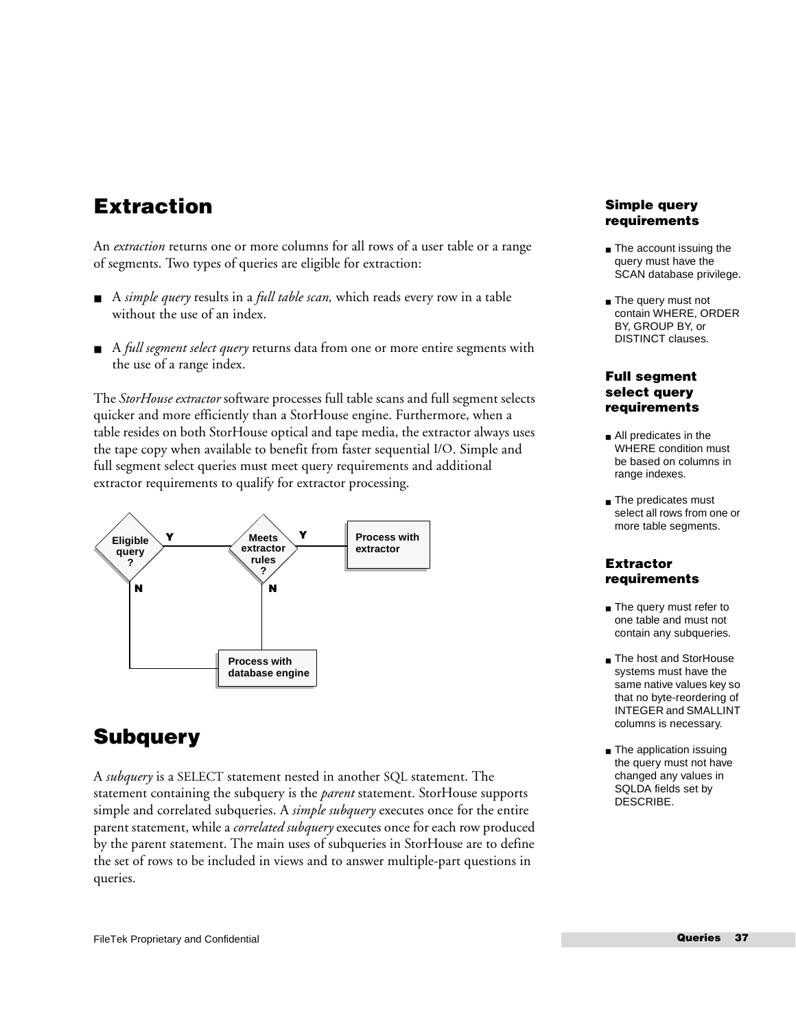## Extraction

An *extraction* returns one or more columns for all rows of a user table or a range of segments. Two types of queries are eligible for extraction:

- A *simple query* results in a *full table scan,* which reads every row in a table without the use of an index.
- A *full segment select query* returns data from one or more entire segments with the use of a range index.

The *StorHouse extractor* software processes full table scans and full segment selects quicker and more efficiently than a StorHouse engine. Furthermore, when a table resides on both StorHouse optical and tape media, the extractor always uses the tape copy when available to benefit from faster sequential I/O. Simple and full segment select queries must meet query requirements and additional extractor requirements to qualify for extractor processing.

Eligible query? — Y → Meets extractor rules? — Y → Process with extractor

Eligible query? — N → Process with database engine

Meets extractor rules? — N → Process with database engine

### Simple query requirements

- The account issuing the query must have the SCAN database privilege.
- The query must not contain WHERE, ORDER BY, GROUP BY, or DISTINCT clauses.

### Full segment select query requirements

- All predicates in the WHERE condition must be based on columns in range indexes.
- The predicates must select all rows from one or more table segments.

### Extractor requirements

- The query must refer to one table and must not contain any subqueries.
- The host and StorHouse systems must have the same native values key so that no byte-reordering of INTEGER and SMALLINT columns is necessary.
- The application issuing the query must not have changed any values in SQLDA fields set by DESCRIBE.

## Subquery

A *subquery* is a SELECT statement nested in another SQL statement. The statement containing the subquery is the *parent* statement. StorHouse supports simple and correlated subqueries. A *simple subquery* executes once for the entire parent statement, while a *correlated subquery* executes once for each row produced by the parent statement. The main uses of subqueries in StorHouse are to define the set of rows to be included in views and to answer multiple-part questions in queries.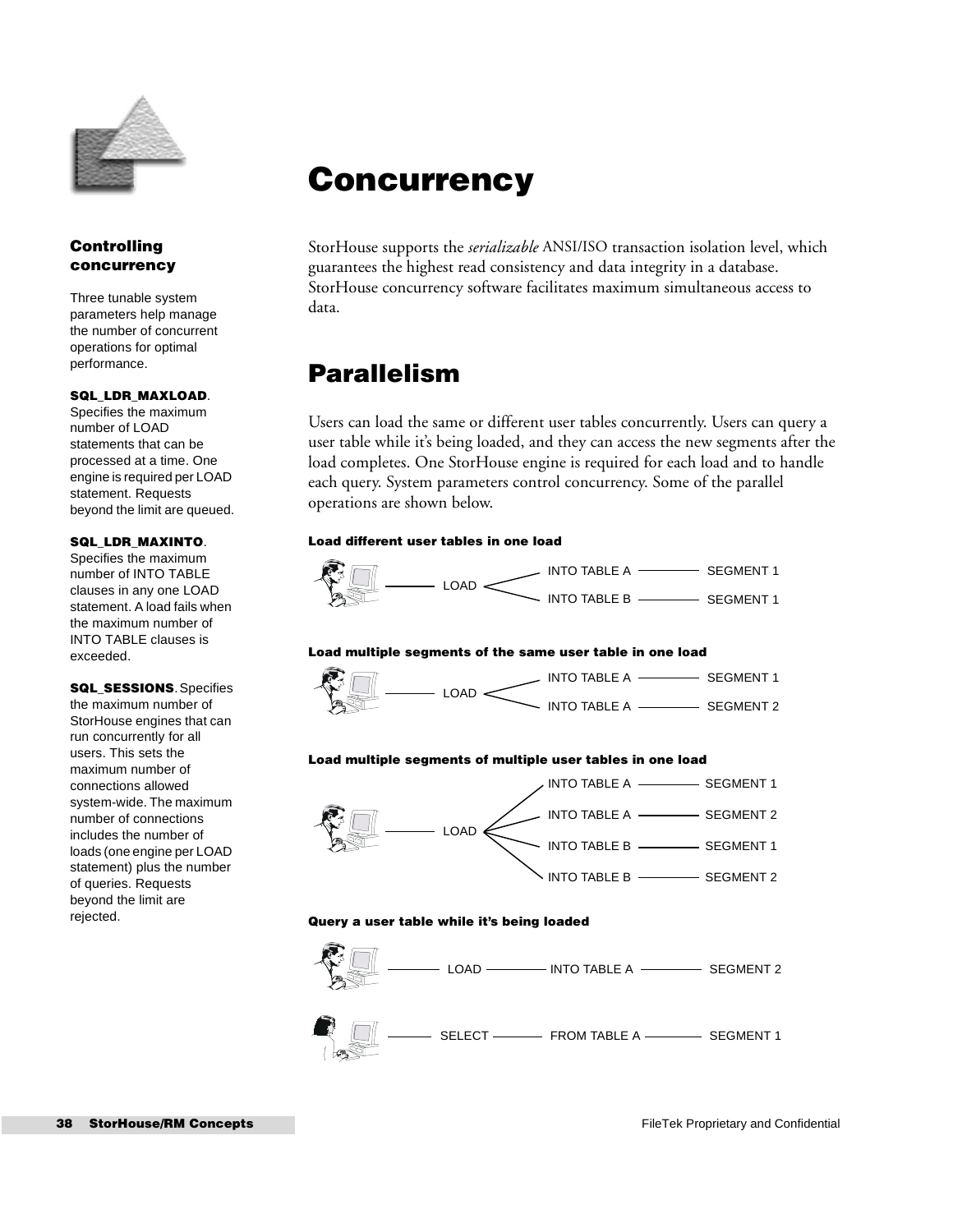# Concurrency

StorHouse supports the *serializable* ANSI/ISO transaction isolation level, which guarantees the highest read consistency and data integrity in a database. StorHouse concurrency software facilitates maximum simultaneous access to data.

### Controlling concurrency

Three tunable system parameters help manage the number of concurrent operations for optimal performance.

**SQL_LDR_MAXLOAD**. Specifies the maximum number of LOAD statements that can be processed at a time. One engine is required per LOAD statement. Requests beyond the limit are queued.

**SQL_LDR_MAXINTO**. Specifies the maximum number of INTO TABLE clauses in any one LOAD statement. A load fails when the maximum number of INTO TABLE clauses is exceeded.

**SQL_SESSIONS**. Specifies the maximum number of StorHouse engines that can run concurrently for all users. This sets the maximum number of connections allowed system-wide. The maximum number of connections includes the number of loads (one engine per LOAD statement) plus the number of queries. Requests beyond the limit are rejected.

## Parallelism

Users can load the same or different user tables concurrently. Users can query a user table while it's being loaded, and they can access the new segments after the load completes. One StorHouse engine is required for each load and to handle each query. System parameters control concurrency. Some of the parallel operations are shown below.

**Load different user tables in one load**

LOAD — INTO TABLE A — SEGMENT 1
LOAD — INTO TABLE B — SEGMENT 1

**Load multiple segments of the same user table in one load**

LOAD — INTO TABLE A — SEGMENT 1
LOAD — INTO TABLE A — SEGMENT 2

**Load multiple segments of multiple user tables in one load**

LOAD — INTO TABLE A — SEGMENT 1
LOAD — INTO TABLE A — SEGMENT 2
LOAD — INTO TABLE B — SEGMENT 1
LOAD — INTO TABLE B — SEGMENT 2

**Query a user table while it's being loaded**

LOAD — INTO TABLE A — SEGMENT 2

SELECT — FROM TABLE A — SEGMENT 1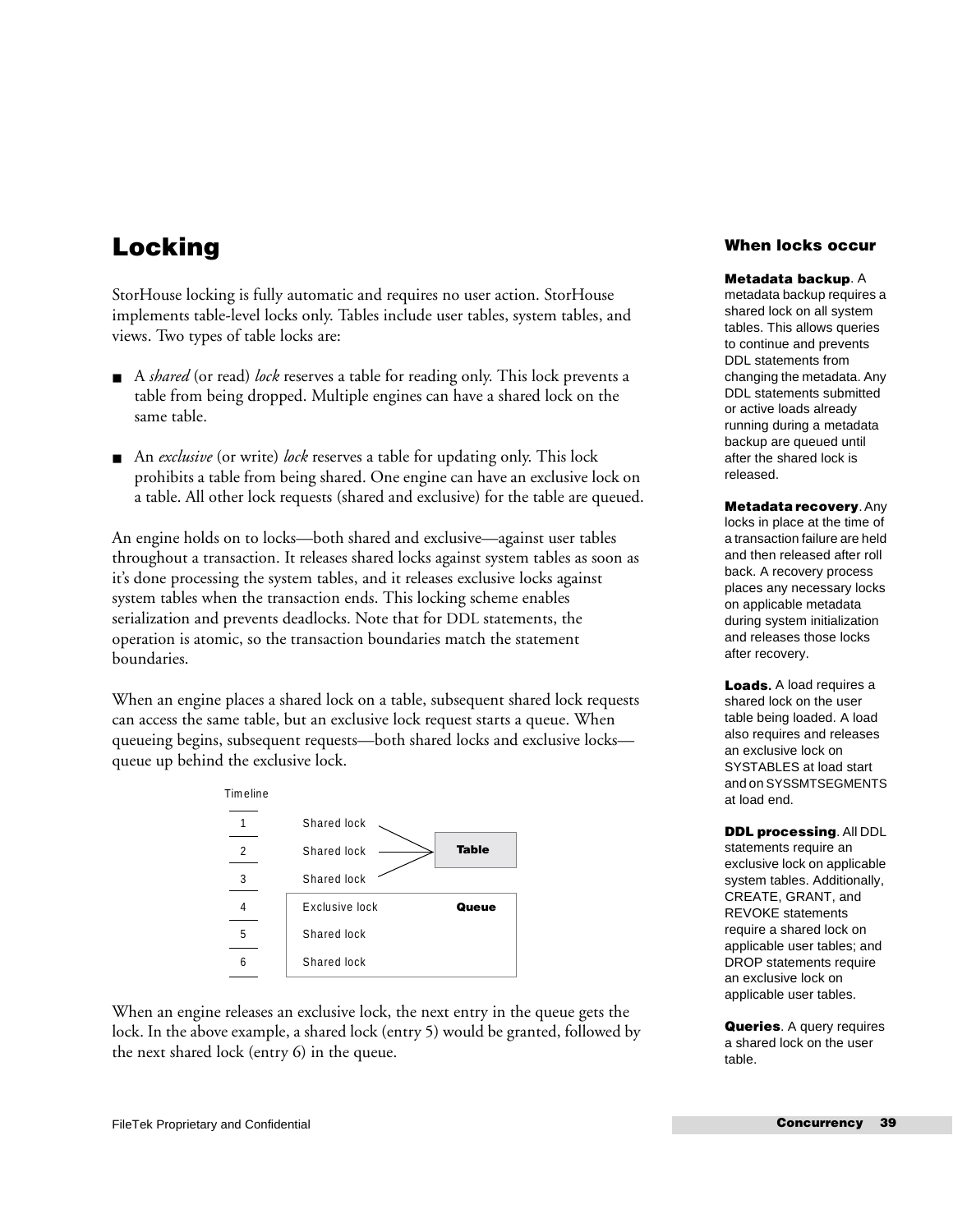# Locking

StorHouse locking is fully automatic and requires no user action. StorHouse implements table-level locks only. Tables include user tables, system tables, and views. Two types of table locks are:

- A *shared* (or read) *lock* reserves a table for reading only. This lock prevents a table from being dropped. Multiple engines can have a shared lock on the same table.
- An *exclusive* (or write) *lock* reserves a table for updating only. This lock prohibits a table from being shared. One engine can have an exclusive lock on a table. All other lock requests (shared and exclusive) for the table are queued.

An engine holds on to locks—both shared and exclusive—against user tables throughout a transaction. It releases shared locks against system tables as soon as it's done processing the system tables, and it releases exclusive locks against system tables when the transaction ends. This locking scheme enables serialization and prevents deadlocks. Note that for DDL statements, the operation is atomic, so the transaction boundaries match the statement boundaries.

When an engine places a shared lock on a table, subsequent shared lock requests can access the same table, but an exclusive lock request starts a queue. When queueing begins, subsequent requests—both shared locks and exclusive locks—queue up behind the exclusive lock.

| Timeline | Lock | |
|---|---|---|
| 1 | Shared lock | **Table** |
| 2 | Shared lock | **Table** |
| 3 | Shared lock | **Table** |
| 4 | Exclusive lock | **Queue** |
| 5 | Shared lock | **Queue** |
| 6 | Shared lock | **Queue** |

When an engine releases an exclusive lock, the next entry in the queue gets the lock. In the above example, a shared lock (entry 5) would be granted, followed by the next shared lock (entry 6) in the queue.

## When locks occur

**Metadata backup**. A metadata backup requires a shared lock on all system tables. This allows queries to continue and prevents DDL statements from changing the metadata. Any DDL statements submitted or active loads already running during a metadata backup are queued until after the shared lock is released.

**Metadata recovery**. Any locks in place at the time of a transaction failure are held and then released after roll back. A recovery process places any necessary locks on applicable metadata during system initialization and releases those locks after recovery.

**Loads.** A load requires a shared lock on the user table being loaded. A load also requires and releases an exclusive lock on SYSTABLES at load start and on SYSSMTSEGMENTS at load end.

**DDL processing**. All DDL statements require an exclusive lock on applicable system tables. Additionally, CREATE, GRANT, and REVOKE statements require a shared lock on applicable user tables; and DROP statements require an exclusive lock on applicable user tables.

**Queries**. A query requires a shared lock on the user table.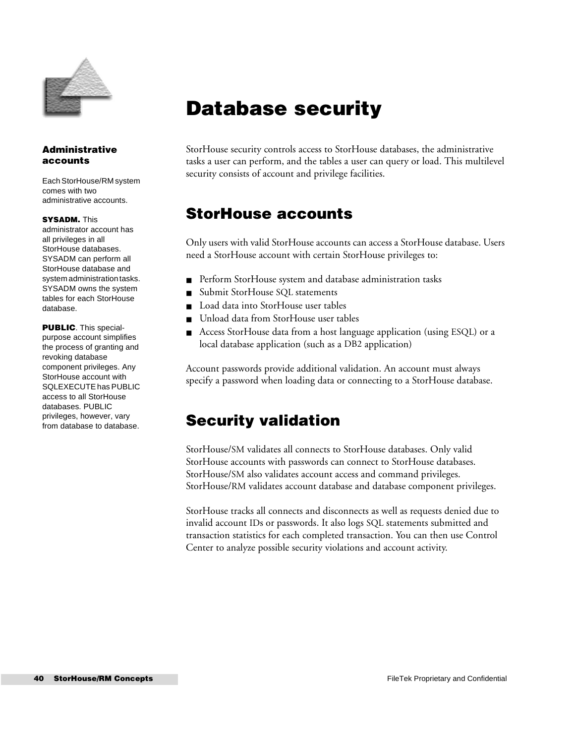# Database security

StorHouse security controls access to StorHouse databases, the administrative tasks a user can perform, and the tables a user can query or load. This multilevel security consists of account and privilege facilities.

## StorHouse accounts

Only users with valid StorHouse accounts can access a StorHouse database. Users need a StorHouse account with certain StorHouse privileges to:

- Perform StorHouse system and database administration tasks
- Submit StorHouse SQL statements
- Load data into StorHouse user tables
- Unload data from StorHouse user tables
- Access StorHouse data from a host language application (using ESQL) or a local database application (such as a DB2 application)

Account passwords provide additional validation. An account must always specify a password when loading data or connecting to a StorHouse database.

## Security validation

StorHouse/SM validates all connects to StorHouse databases. Only valid StorHouse accounts with passwords can connect to StorHouse databases. StorHouse/SM also validates account access and command privileges. StorHouse/RM validates account database and database component privileges.

StorHouse tracks all connects and disconnects as well as requests denied due to invalid account IDs or passwords. It also logs SQL statements submitted and transaction statistics for each completed transaction. You can then use Control Center to analyze possible security violations and account activity.

### Administrative accounts

Each StorHouse/RM system comes with two administrative accounts.

**SYSADM.** This administrator account has all privileges in all StorHouse databases. SYSADM can perform all StorHouse database and system administration tasks. SYSADM owns the system tables for each StorHouse database.

**PUBLIC**. This special-purpose account simplifies the process of granting and revoking database component privileges. Any StorHouse account with SQLEXECUTE has PUBLIC access to all StorHouse databases. PUBLIC privileges, however, vary from database to database.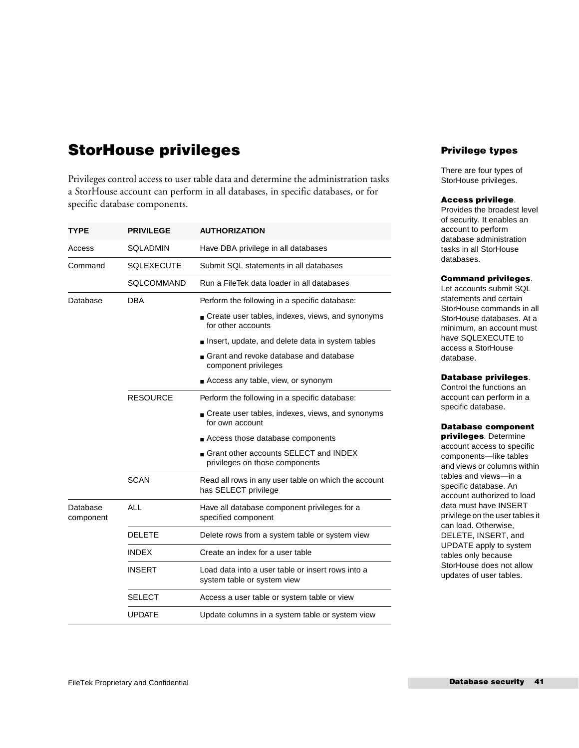# StorHouse privileges

Privileges control access to user table data and determine the administration tasks a StorHouse account can perform in all databases, in specific databases, or for specific database components.

| TYPE | PRIVILEGE | AUTHORIZATION |
|---|---|---|
| Access | SQLADMIN | Have DBA privilege in all databases |
| Command | SQLEXECUTE | Submit SQL statements in all databases |
| | SQLCOMMAND | Run a FileTek data loader in all databases |
| Database | DBA | Perform the following in a specific database:<br>■ Create user tables, indexes, views, and synonyms for other accounts<br>■ Insert, update, and delete data in system tables<br>■ Grant and revoke database and database component privileges<br>■ Access any table, view, or synonym |
| | RESOURCE | Perform the following in a specific database:<br>■ Create user tables, indexes, views, and synonyms for own account<br>■ Access those database components<br>■ Grant other accounts SELECT and INDEX privileges on those components |
| | SCAN | Read all rows in any user table on which the account has SELECT privilege |
| Database component | ALL | Have all database component privileges for a specified component |
| | DELETE | Delete rows from a system table or system view |
| | INDEX | Create an index for a user table |
| | INSERT | Load data into a user table or insert rows into a system table or system view |
| | SELECT | Access a user table or system table or view |
| | UPDATE | Update columns in a system table or system view |

### Privilege types

There are four types of StorHouse privileges.

**Access privilege**. Provides the broadest level of security. It enables an account to perform database administration tasks in all StorHouse databases.

**Command privileges**. Let accounts submit SQL statements and certain StorHouse commands in all StorHouse databases. At a minimum, an account must have SQLEXECUTE to access a StorHouse database.

**Database privileges**. Control the functions an account can perform in a specific database.

**Database component privileges**. Determine account access to specific components—like tables and views or columns within tables and views—in a specific database. An account authorized to load data must have INSERT privilege on the user tables it can load. Otherwise, DELETE, INSERT, and UPDATE apply to system tables only because StorHouse does not allow updates of user tables.